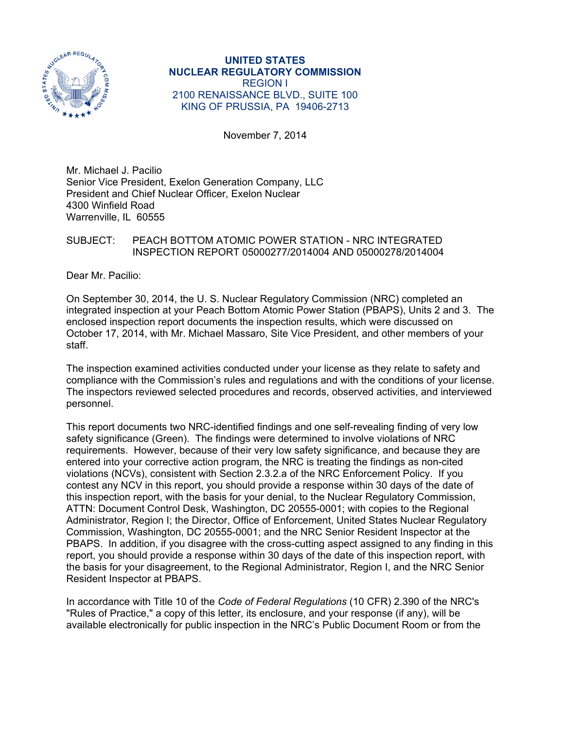**UNITED STATES**
**NUCLEAR REGULATORY COMMISSION**
REGION I
2100 RENAISSANCE BLVD., SUITE 100
KING OF PRUSSIA, PA 19406-2713

November 7, 2014

Mr. Michael J. Pacilio
Senior Vice President, Exelon Generation Company, LLC
President and Chief Nuclear Officer, Exelon Nuclear
4300 Winfield Road
Warrenville, IL 60555

SUBJECT: PEACH BOTTOM ATOMIC POWER STATION - NRC INTEGRATED INSPECTION REPORT 05000277/2014004 AND 05000278/2014004

Dear Mr. Pacilio:

On September 30, 2014, the U. S. Nuclear Regulatory Commission (NRC) completed an integrated inspection at your Peach Bottom Atomic Power Station (PBAPS), Units 2 and 3. The enclosed inspection report documents the inspection results, which were discussed on October 17, 2014, with Mr. Michael Massaro, Site Vice President, and other members of your staff.

The inspection examined activities conducted under your license as they relate to safety and compliance with the Commission's rules and regulations and with the conditions of your license. The inspectors reviewed selected procedures and records, observed activities, and interviewed personnel.

This report documents two NRC-identified findings and one self-revealing finding of very low safety significance (Green). The findings were determined to involve violations of NRC requirements. However, because of their very low safety significance, and because they are entered into your corrective action program, the NRC is treating the findings as non-cited violations (NCVs), consistent with Section 2.3.2.a of the NRC Enforcement Policy. If you contest any NCV in this report, you should provide a response within 30 days of the date of this inspection report, with the basis for your denial, to the Nuclear Regulatory Commission, ATTN: Document Control Desk, Washington, DC 20555-0001; with copies to the Regional Administrator, Region I; the Director, Office of Enforcement, United States Nuclear Regulatory Commission, Washington, DC 20555-0001; and the NRC Senior Resident Inspector at the PBAPS. In addition, if you disagree with the cross-cutting aspect assigned to any finding in this report, you should provide a response within 30 days of the date of this inspection report, with the basis for your disagreement, to the Regional Administrator, Region I, and the NRC Senior Resident Inspector at PBAPS.

In accordance with Title 10 of the *Code of Federal Regulations* (10 CFR) 2.390 of the NRC's "Rules of Practice," a copy of this letter, its enclosure, and your response (if any), will be available electronically for public inspection in the NRC's Public Document Room or from the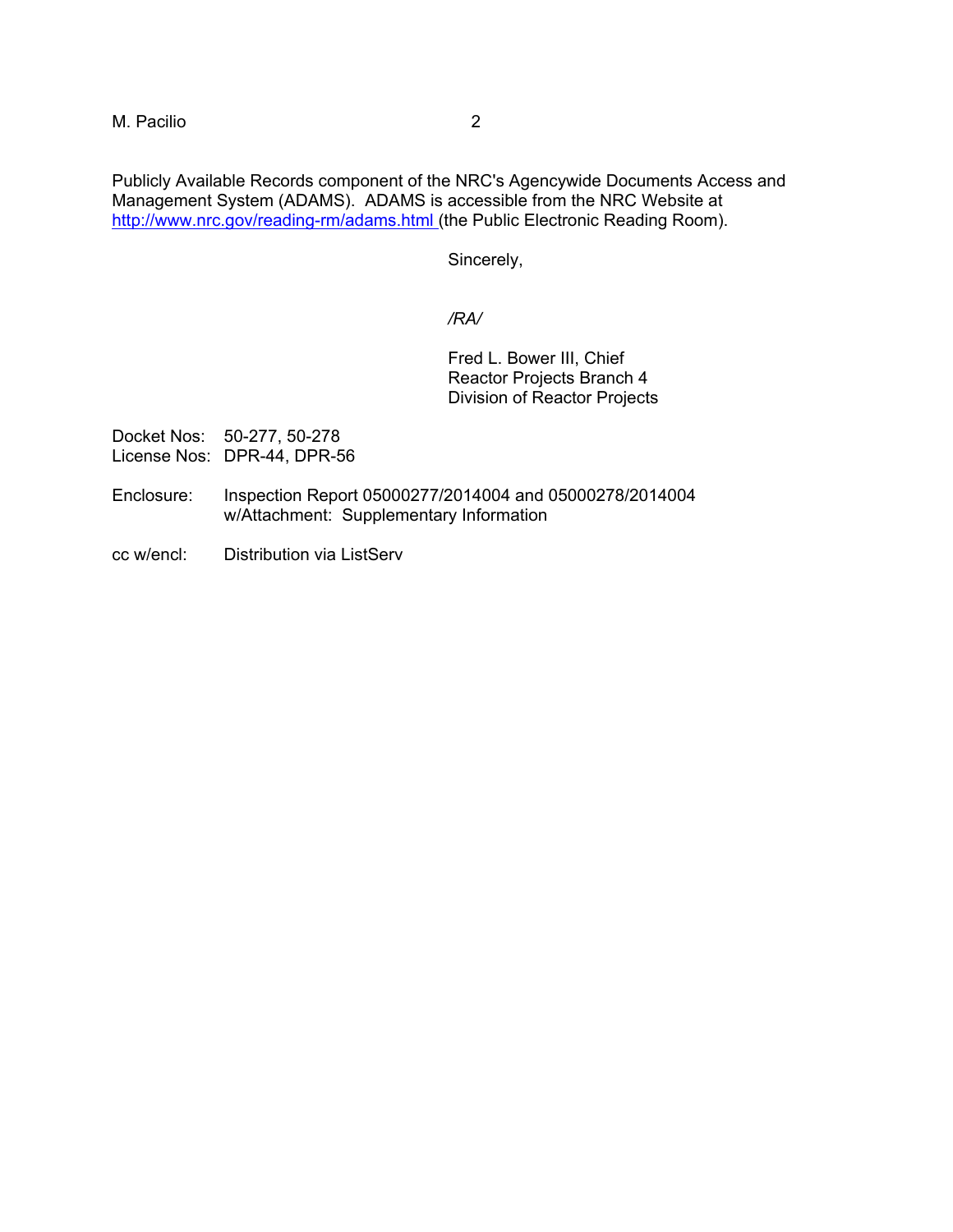Publicly Available Records component of the NRC's Agencywide Documents Access and Management System (ADAMS). ADAMS is accessible from the NRC Website at http://www.nrc.gov/reading-rm/adams.html (the Public Electronic Reading Room).

Sincerely,

*/RA/*

Fred L. Bower III, Chief
Reactor Projects Branch 4
Division of Reactor Projects

Docket Nos: 50-277, 50-278
License Nos: DPR-44, DPR-56

Enclosure: Inspection Report 05000277/2014004 and 05000278/2014004 w/Attachment: Supplementary Information

cc w/encl: Distribution via ListServ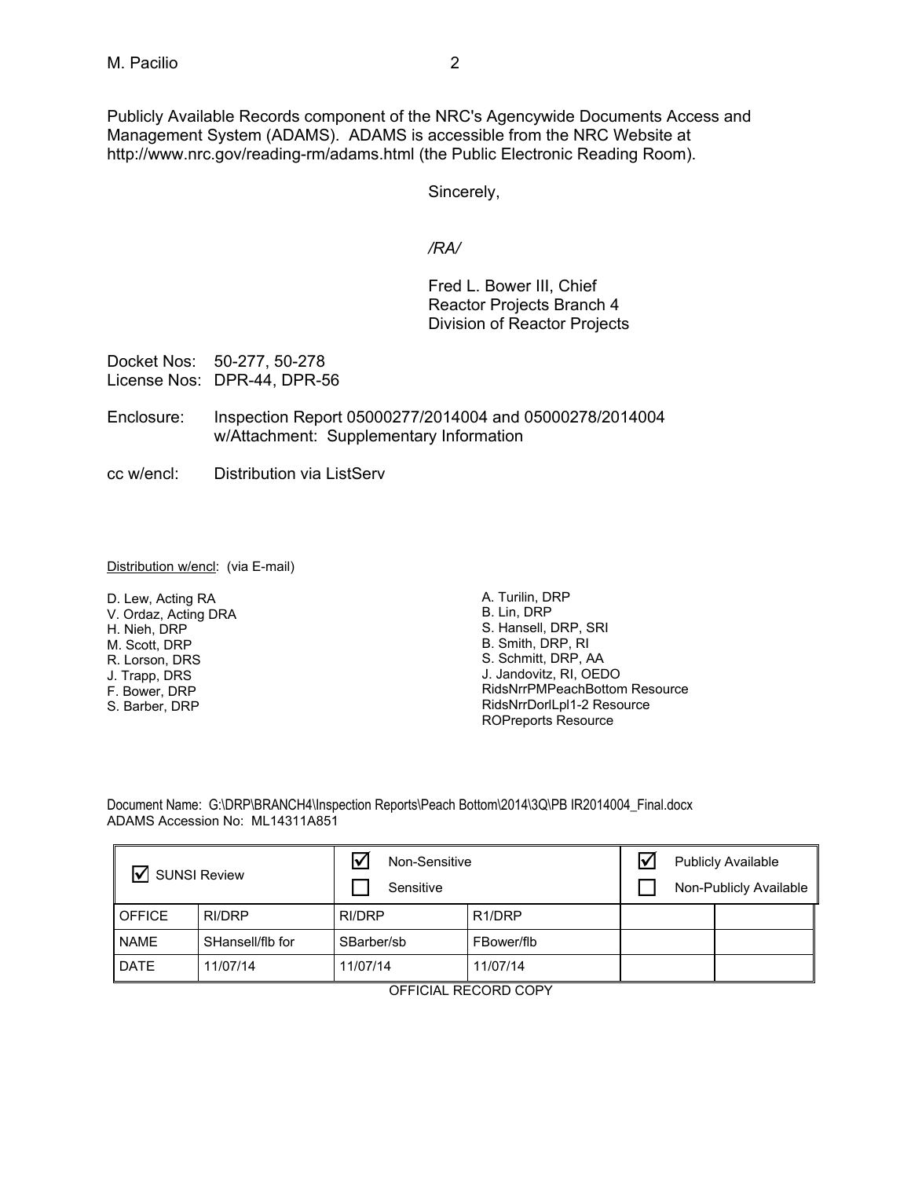Publicly Available Records component of the NRC's Agencywide Documents Access and Management System (ADAMS). ADAMS is accessible from the NRC Website at http://www.nrc.gov/reading-rm/adams.html (the Public Electronic Reading Room).

Sincerely,

*/RA/*

Fred L. Bower III, Chief
Reactor Projects Branch 4
Division of Reactor Projects

Docket Nos: 50-277, 50-278
License Nos: DPR-44, DPR-56

Enclosure: Inspection Report 05000277/2014004 and 05000278/2014004 w/Attachment: Supplementary Information

cc w/encl: Distribution via ListServ

Distribution w/encl: (via E-mail)

D. Lew, Acting RA
V. Ordaz, Acting DRA
H. Nieh, DRP
M. Scott, DRP
R. Lorson, DRS
J. Trapp, DRS
F. Bower, DRP
S. Barber, DRP
A. Turilin, DRP
B. Lin, DRP
S. Hansell, DRP, SRI
B. Smith, DRP, RI
S. Schmitt, DRP, AA
J. Jandovitz, RI, OEDO
RidsNrrPMPeachBottom Resource
RidsNrrDorlLpl1-2 Resource
ROPreports Resource

Document Name: G:\DRP\BRANCH4\Inspection Reports\Peach Bottom\2014\3Q\PB IR2014004_Final.docx
ADAMS Accession No: ML14311A851

| ☑ SUNSI Review | | ☑ Non-Sensitive ☐ Sensitive | | ☑ Publicly Available ☐ Non-Publicly Available | |
|---|---|---|---|---|---|
| OFFICE | RI/DRP | RI/DRP | R1/DRP | | |
| NAME | SHansell/flb for | SBarber/sb | FBower/flb | | |
| DATE | 11/07/14 | 11/07/14 | 11/07/14 | | |

OFFICIAL RECORD COPY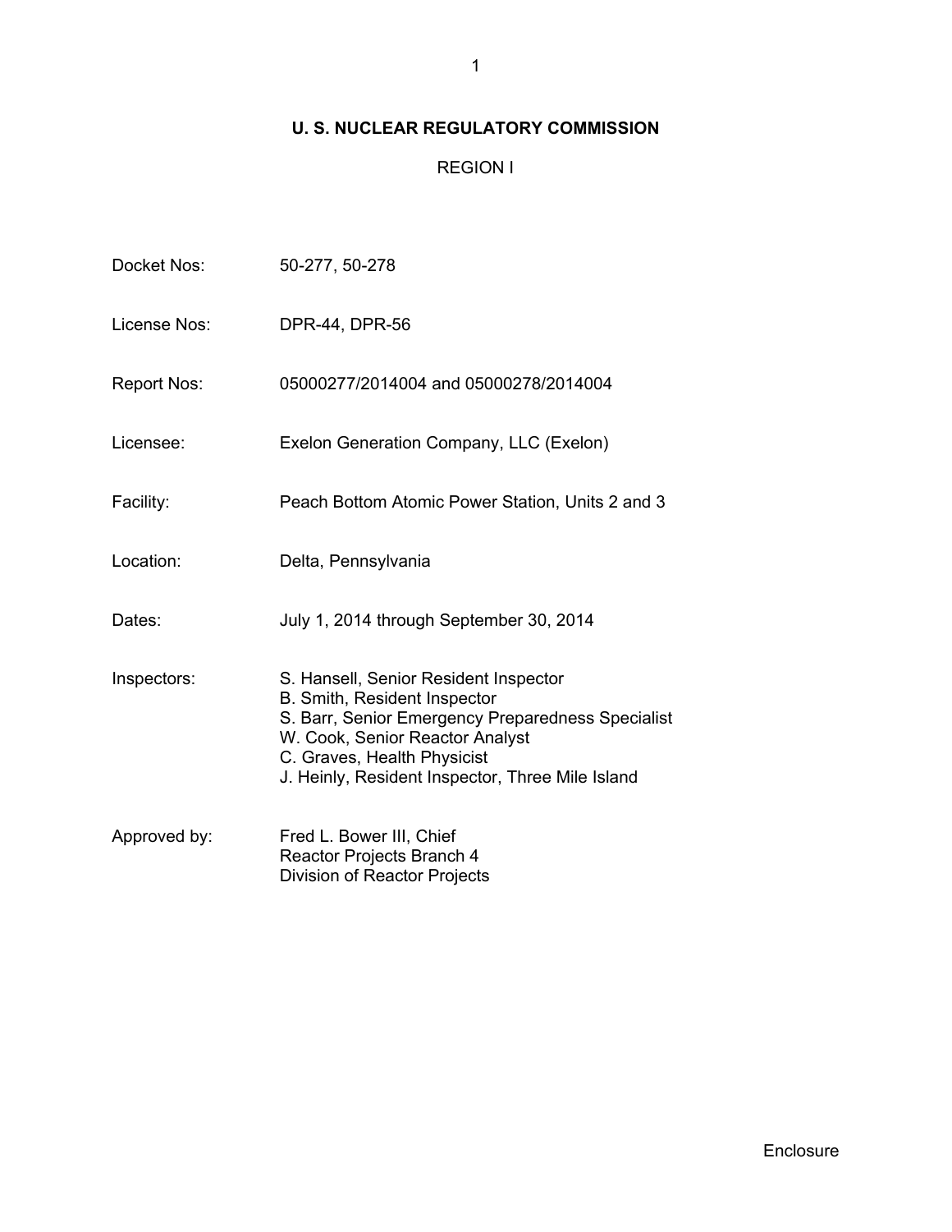# U. S. NUCLEAR REGULATORY COMMISSION

## REGION I

| | |
|---|---|
| Docket Nos: | 50-277, 50-278 |
| License Nos: | DPR-44, DPR-56 |
| Report Nos: | 05000277/2014004 and 05000278/2014004 |
| Licensee: | Exelon Generation Company, LLC (Exelon) |
| Facility: | Peach Bottom Atomic Power Station, Units 2 and 3 |
| Location: | Delta, Pennsylvania |
| Dates: | July 1, 2014 through September 30, 2014 |
| Inspectors: | S. Hansell, Senior Resident Inspector<br>B. Smith, Resident Inspector<br>S. Barr, Senior Emergency Preparedness Specialist<br>W. Cook, Senior Reactor Analyst<br>C. Graves, Health Physicist<br>J. Heinly, Resident Inspector, Three Mile Island |
| Approved by: | Fred L. Bower III, Chief<br>Reactor Projects Branch 4<br>Division of Reactor Projects |

Enclosure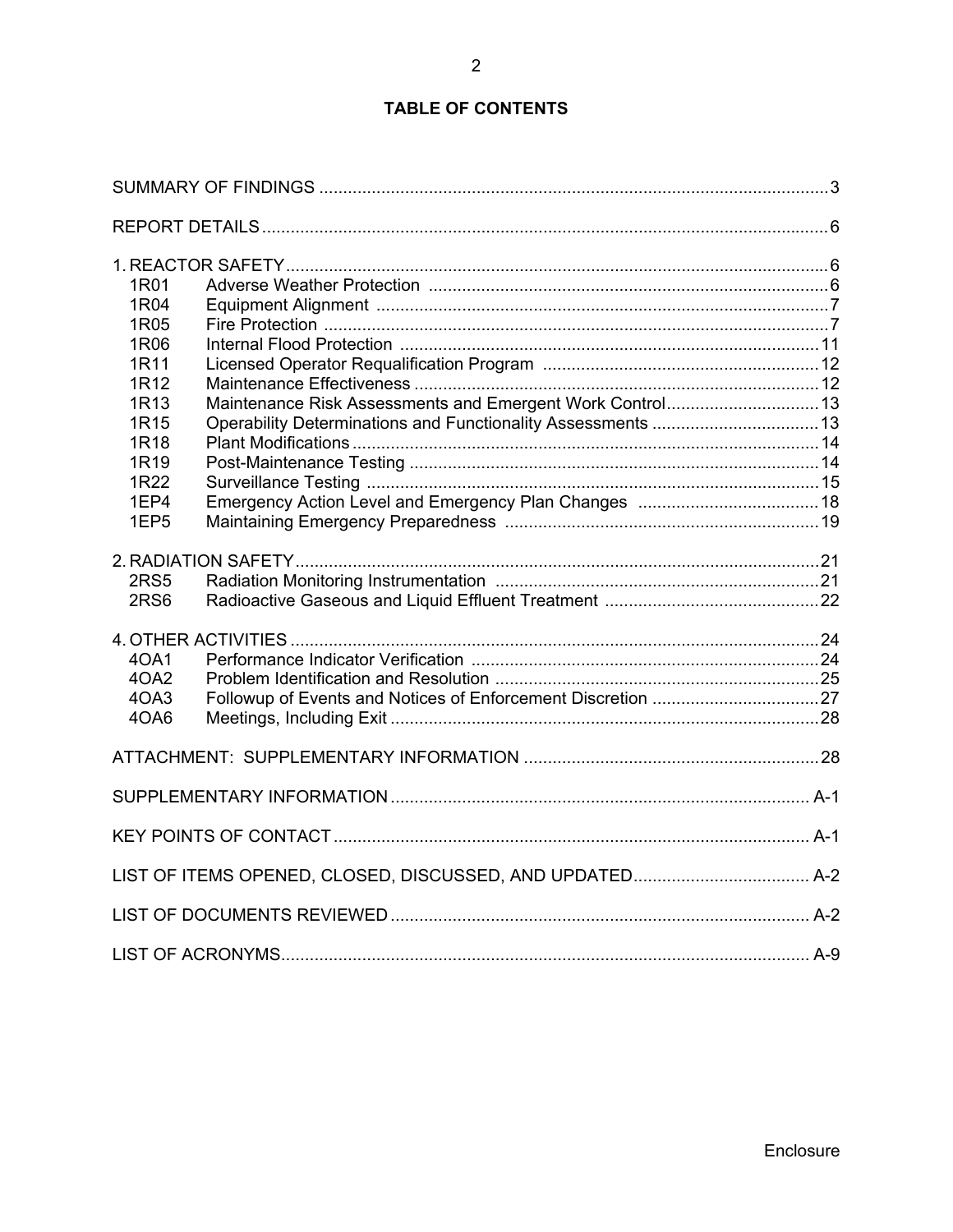# TABLE OF CONTENTS

| | | |
|---|---|---|
| SUMMARY OF FINDINGS | | 3 |
| REPORT DETAILS | | 6 |
| 1. REACTOR SAFETY | | 6 |
| 1R01 | Adverse Weather Protection | 6 |
| 1R04 | Equipment Alignment | 7 |
| 1R05 | Fire Protection | 7 |
| 1R06 | Internal Flood Protection | 11 |
| 1R11 | Licensed Operator Requalification Program | 12 |
| 1R12 | Maintenance Effectiveness | 12 |
| 1R13 | Maintenance Risk Assessments and Emergent Work Control | 13 |
| 1R15 | Operability Determinations and Functionality Assessments | 13 |
| 1R18 | Plant Modifications | 14 |
| 1R19 | Post-Maintenance Testing | 14 |
| 1R22 | Surveillance Testing | 15 |
| 1EP4 | Emergency Action Level and Emergency Plan Changes | 18 |
| 1EP5 | Maintaining Emergency Preparedness | 19 |
| 2. RADIATION SAFETY | | 21 |
| 2RS5 | Radiation Monitoring Instrumentation | 21 |
| 2RS6 | Radioactive Gaseous and Liquid Effluent Treatment | 22 |
| 4. OTHER ACTIVITIES | | 24 |
| 4OA1 | Performance Indicator Verification | 24 |
| 4OA2 | Problem Identification and Resolution | 25 |
| 4OA3 | Followup of Events and Notices of Enforcement Discretion | 27 |
| 4OA6 | Meetings, Including Exit | 28 |
| ATTACHMENT: SUPPLEMENTARY INFORMATION | | 28 |
| SUPPLEMENTARY INFORMATION | | A-1 |
| KEY POINTS OF CONTACT | | A-1 |
| LIST OF ITEMS OPENED, CLOSED, DISCUSSED, AND UPDATED | | A-2 |
| LIST OF DOCUMENTS REVIEWED | | A-2 |
| LIST OF ACRONYMS | | A-9 |

Enclosure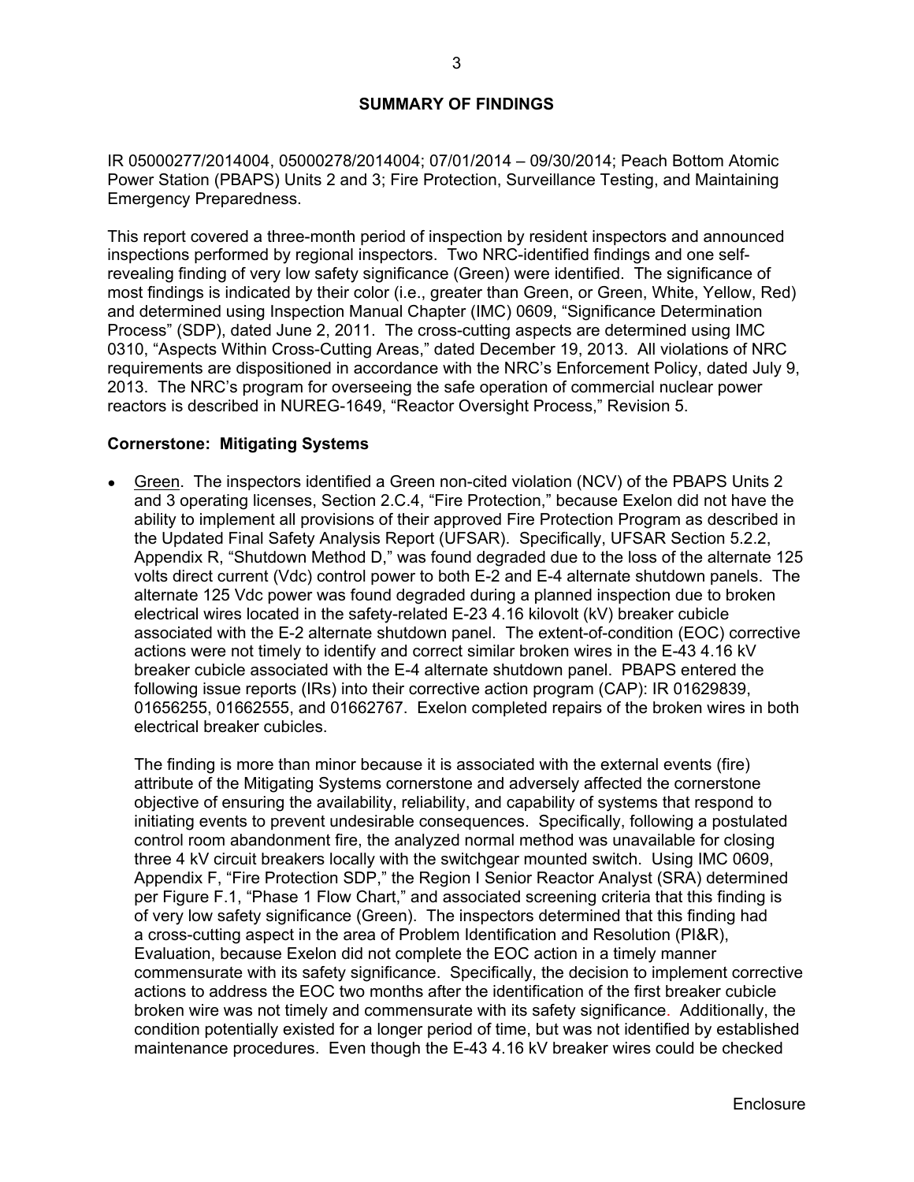## SUMMARY OF FINDINGS

IR 05000277/2014004, 05000278/2014004; 07/01/2014 – 09/30/2014; Peach Bottom Atomic Power Station (PBAPS) Units 2 and 3; Fire Protection, Surveillance Testing, and Maintaining Emergency Preparedness.

This report covered a three-month period of inspection by resident inspectors and announced inspections performed by regional inspectors. Two NRC-identified findings and one self-revealing finding of very low safety significance (Green) were identified. The significance of most findings is indicated by their color (i.e., greater than Green, or Green, White, Yellow, Red) and determined using Inspection Manual Chapter (IMC) 0609, "Significance Determination Process" (SDP), dated June 2, 2011. The cross-cutting aspects are determined using IMC 0310, "Aspects Within Cross-Cutting Areas," dated December 19, 2013. All violations of NRC requirements are dispositioned in accordance with the NRC's Enforcement Policy, dated July 9, 2013. The NRC's program for overseeing the safe operation of commercial nuclear power reactors is described in NUREG-1649, "Reactor Oversight Process," Revision 5.

**Cornerstone: Mitigating Systems**

- Green. The inspectors identified a Green non-cited violation (NCV) of the PBAPS Units 2 and 3 operating licenses, Section 2.C.4, "Fire Protection," because Exelon did not have the ability to implement all provisions of their approved Fire Protection Program as described in the Updated Final Safety Analysis Report (UFSAR). Specifically, UFSAR Section 5.2.2, Appendix R, "Shutdown Method D," was found degraded due to the loss of the alternate 125 volts direct current (Vdc) control power to both E-2 and E-4 alternate shutdown panels. The alternate 125 Vdc power was found degraded during a planned inspection due to broken electrical wires located in the safety-related E-23 4.16 kilovolt (kV) breaker cubicle associated with the E-2 alternate shutdown panel. The extent-of-condition (EOC) corrective actions were not timely to identify and correct similar broken wires in the E-43 4.16 kV breaker cubicle associated with the E-4 alternate shutdown panel. PBAPS entered the following issue reports (IRs) into their corrective action program (CAP): IR 01629839, 01656255, 01662555, and 01662767. Exelon completed repairs of the broken wires in both electrical breaker cubicles.

  The finding is more than minor because it is associated with the external events (fire) attribute of the Mitigating Systems cornerstone and adversely affected the cornerstone objective of ensuring the availability, reliability, and capability of systems that respond to initiating events to prevent undesirable consequences. Specifically, following a postulated control room abandonment fire, the analyzed normal method was unavailable for closing three 4 kV circuit breakers locally with the switchgear mounted switch. Using IMC 0609, Appendix F, "Fire Protection SDP," the Region I Senior Reactor Analyst (SRA) determined per Figure F.1, "Phase 1 Flow Chart," and associated screening criteria that this finding is of very low safety significance (Green). The inspectors determined that this finding had a cross-cutting aspect in the area of Problem Identification and Resolution (PI&R), Evaluation, because Exelon did not complete the EOC action in a timely manner commensurate with its safety significance. Specifically, the decision to implement corrective actions to address the EOC two months after the identification of the first breaker cubicle broken wire was not timely and commensurate with its safety significance. Additionally, the condition potentially existed for a longer period of time, but was not identified by established maintenance procedures. Even though the E-43 4.16 kV breaker wires could be checked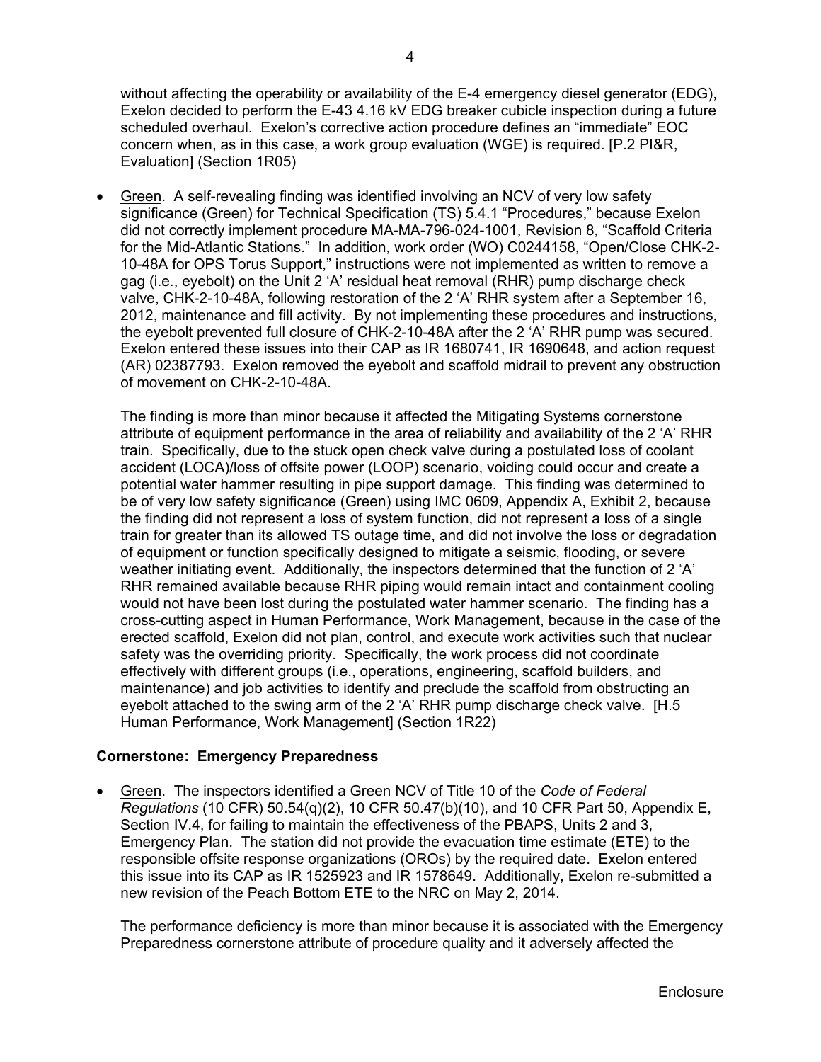without affecting the operability or availability of the E-4 emergency diesel generator (EDG), Exelon decided to perform the E-43 4.16 kV EDG breaker cubicle inspection during a future scheduled overhaul. Exelon's corrective action procedure defines an "immediate" EOC concern when, as in this case, a work group evaluation (WGE) is required. [P.2 PI&R, Evaluation] (Section 1R05)

- Green. A self-revealing finding was identified involving an NCV of very low safety significance (Green) for Technical Specification (TS) 5.4.1 "Procedures," because Exelon did not correctly implement procedure MA-MA-796-024-1001, Revision 8, "Scaffold Criteria for the Mid-Atlantic Stations." In addition, work order (WO) C0244158, "Open/Close CHK-2-10-48A for OPS Torus Support," instructions were not implemented as written to remove a gag (i.e., eyebolt) on the Unit 2 'A' residual heat removal (RHR) pump discharge check valve, CHK-2-10-48A, following restoration of the 2 'A' RHR system after a September 16, 2012, maintenance and fill activity. By not implementing these procedures and instructions, the eyebolt prevented full closure of CHK-2-10-48A after the 2 'A' RHR pump was secured. Exelon entered these issues into their CAP as IR 1680741, IR 1690648, and action request (AR) 02387793. Exelon removed the eyebolt and scaffold midrail to prevent any obstruction of movement on CHK-2-10-48A.

  The finding is more than minor because it affected the Mitigating Systems cornerstone attribute of equipment performance in the area of reliability and availability of the 2 'A' RHR train. Specifically, due to the stuck open check valve during a postulated loss of coolant accident (LOCA)/loss of offsite power (LOOP) scenario, voiding could occur and create a potential water hammer resulting in pipe support damage. This finding was determined to be of very low safety significance (Green) using IMC 0609, Appendix A, Exhibit 2, because the finding did not represent a loss of system function, did not represent a loss of a single train for greater than its allowed TS outage time, and did not involve the loss or degradation of equipment or function specifically designed to mitigate a seismic, flooding, or severe weather initiating event. Additionally, the inspectors determined that the function of 2 'A' RHR remained available because RHR piping would remain intact and containment cooling would not have been lost during the postulated water hammer scenario. The finding has a cross-cutting aspect in Human Performance, Work Management, because in the case of the erected scaffold, Exelon did not plan, control, and execute work activities such that nuclear safety was the overriding priority. Specifically, the work process did not coordinate effectively with different groups (i.e., operations, engineering, scaffold builders, and maintenance) and job activities to identify and preclude the scaffold from obstructing an eyebolt attached to the swing arm of the 2 'A' RHR pump discharge check valve. [H.5 Human Performance, Work Management] (Section 1R22)

**Cornerstone: Emergency Preparedness**

- Green. The inspectors identified a Green NCV of Title 10 of the *Code of Federal Regulations* (10 CFR) 50.54(q)(2), 10 CFR 50.47(b)(10), and 10 CFR Part 50, Appendix E, Section IV.4, for failing to maintain the effectiveness of the PBAPS, Units 2 and 3, Emergency Plan. The station did not provide the evacuation time estimate (ETE) to the responsible offsite response organizations (OROs) by the required date. Exelon entered this issue into its CAP as IR 1525923 and IR 1578649. Additionally, Exelon re-submitted a new revision of the Peach Bottom ETE to the NRC on May 2, 2014.

  The performance deficiency is more than minor because it is associated with the Emergency Preparedness cornerstone attribute of procedure quality and it adversely affected the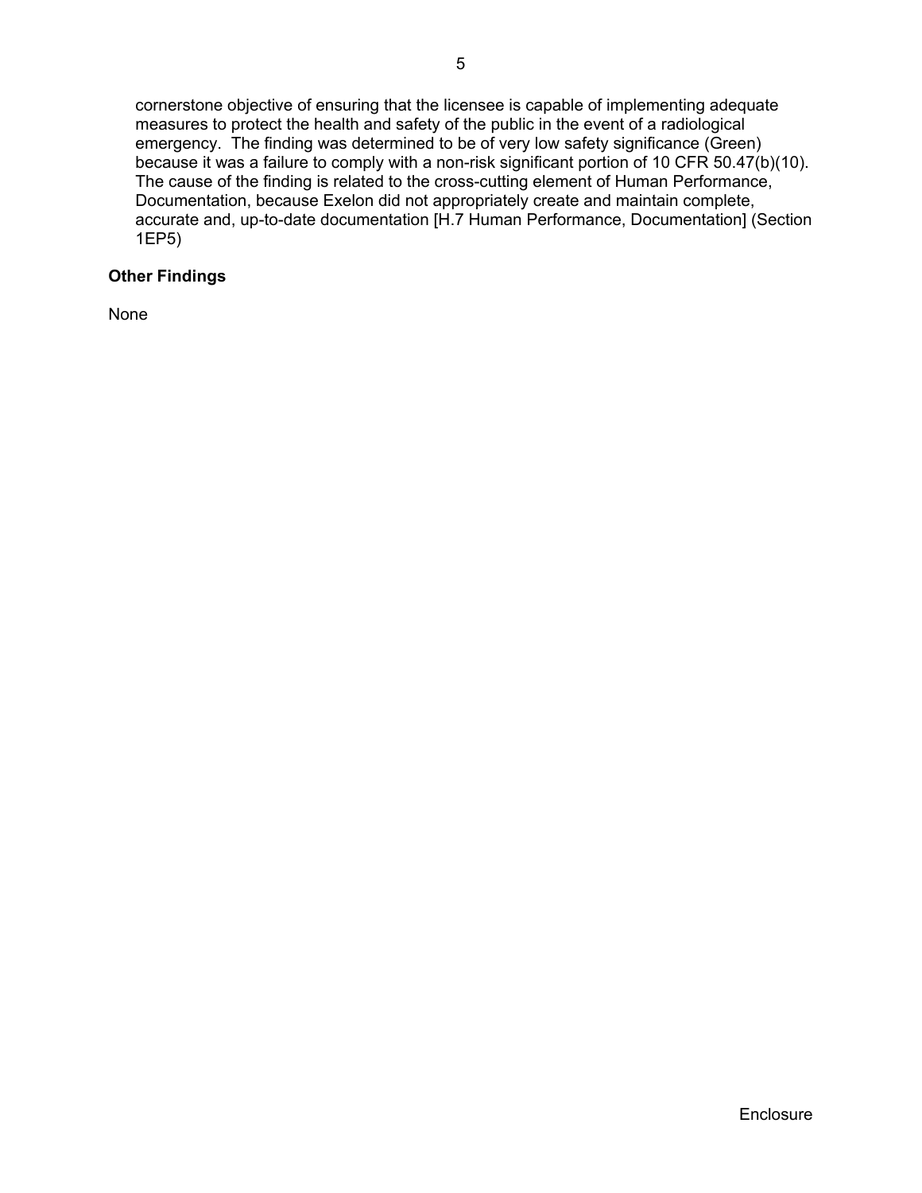cornerstone objective of ensuring that the licensee is capable of implementing adequate measures to protect the health and safety of the public in the event of a radiological emergency. The finding was determined to be of very low safety significance (Green) because it was a failure to comply with a non-risk significant portion of 10 CFR 50.47(b)(10). The cause of the finding is related to the cross-cutting element of Human Performance, Documentation, because Exelon did not appropriately create and maintain complete, accurate and, up-to-date documentation [H.7 Human Performance, Documentation] (Section 1EP5)

**Other Findings**

None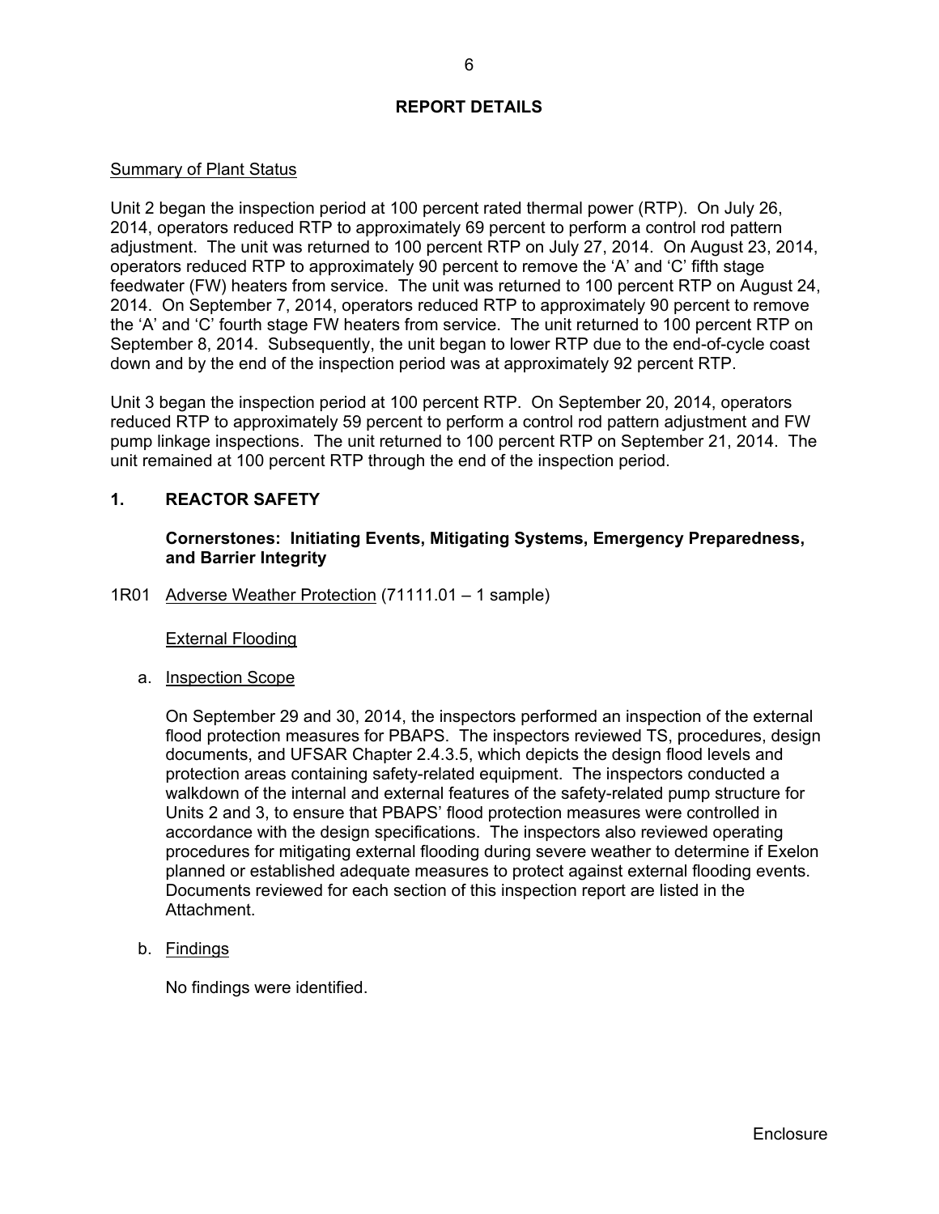## REPORT DETAILS

Summary of Plant Status

Unit 2 began the inspection period at 100 percent rated thermal power (RTP). On July 26, 2014, operators reduced RTP to approximately 69 percent to perform a control rod pattern adjustment. The unit was returned to 100 percent RTP on July 27, 2014. On August 23, 2014, operators reduced RTP to approximately 90 percent to remove the 'A' and 'C' fifth stage feedwater (FW) heaters from service. The unit was returned to 100 percent RTP on August 24, 2014. On September 7, 2014, operators reduced RTP to approximately 90 percent to remove the 'A' and 'C' fourth stage FW heaters from service. The unit returned to 100 percent RTP on September 8, 2014. Subsequently, the unit began to lower RTP due to the end-of-cycle coast down and by the end of the inspection period was at approximately 92 percent RTP.

Unit 3 began the inspection period at 100 percent RTP. On September 20, 2014, operators reduced RTP to approximately 59 percent to perform a control rod pattern adjustment and FW pump linkage inspections. The unit returned to 100 percent RTP on September 21, 2014. The unit remained at 100 percent RTP through the end of the inspection period.

### 1. REACTOR SAFETY

**Cornerstones: Initiating Events, Mitigating Systems, Emergency Preparedness, and Barrier Integrity**

1R01 Adverse Weather Protection (71111.01 – 1 sample)

External Flooding

a. Inspection Scope

On September 29 and 30, 2014, the inspectors performed an inspection of the external flood protection measures for PBAPS. The inspectors reviewed TS, procedures, design documents, and UFSAR Chapter 2.4.3.5, which depicts the design flood levels and protection areas containing safety-related equipment. The inspectors conducted a walkdown of the internal and external features of the safety-related pump structure for Units 2 and 3, to ensure that PBAPS' flood protection measures were controlled in accordance with the design specifications. The inspectors also reviewed operating procedures for mitigating external flooding during severe weather to determine if Exelon planned or established adequate measures to protect against external flooding events. Documents reviewed for each section of this inspection report are listed in the Attachment.

b. Findings

No findings were identified.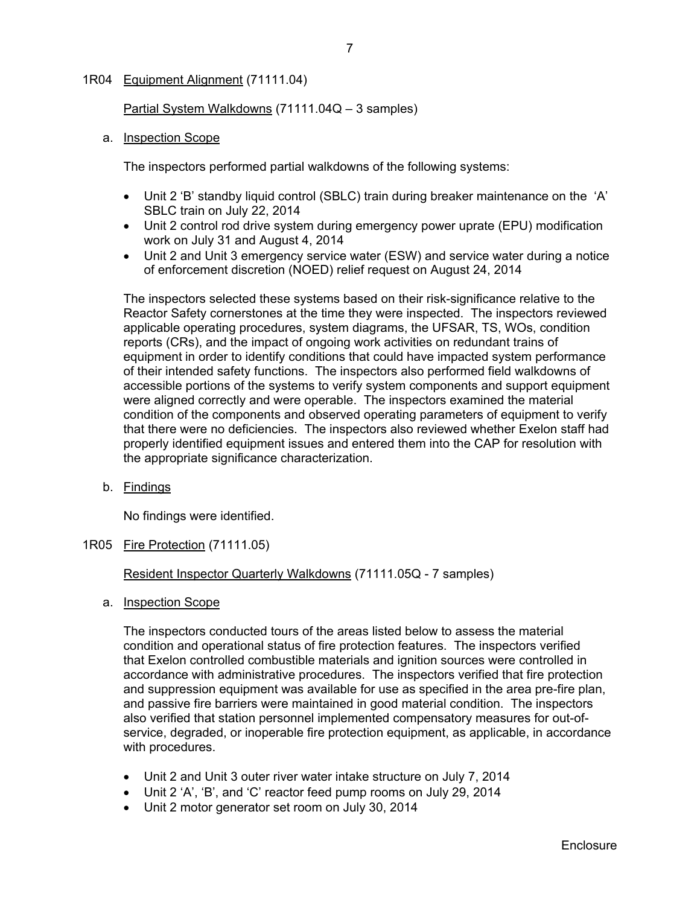## 1R04 Equipment Alignment (71111.04)

### Partial System Walkdowns (71111.04Q – 3 samples)

#### a. Inspection Scope

The inspectors performed partial walkdowns of the following systems:

- Unit 2 'B' standby liquid control (SBLC) train during breaker maintenance on the 'A' SBLC train on July 22, 2014
- Unit 2 control rod drive system during emergency power uprate (EPU) modification work on July 31 and August 4, 2014
- Unit 2 and Unit 3 emergency service water (ESW) and service water during a notice of enforcement discretion (NOED) relief request on August 24, 2014

The inspectors selected these systems based on their risk-significance relative to the Reactor Safety cornerstones at the time they were inspected. The inspectors reviewed applicable operating procedures, system diagrams, the UFSAR, TS, WOs, condition reports (CRs), and the impact of ongoing work activities on redundant trains of equipment in order to identify conditions that could have impacted system performance of their intended safety functions. The inspectors also performed field walkdowns of accessible portions of the systems to verify system components and support equipment were aligned correctly and were operable. The inspectors examined the material condition of the components and observed operating parameters of equipment to verify that there were no deficiencies. The inspectors also reviewed whether Exelon staff had properly identified equipment issues and entered them into the CAP for resolution with the appropriate significance characterization.

#### b. Findings

No findings were identified.

## 1R05 Fire Protection (71111.05)

### Resident Inspector Quarterly Walkdowns (71111.05Q - 7 samples)

#### a. Inspection Scope

The inspectors conducted tours of the areas listed below to assess the material condition and operational status of fire protection features. The inspectors verified that Exelon controlled combustible materials and ignition sources were controlled in accordance with administrative procedures. The inspectors verified that fire protection and suppression equipment was available for use as specified in the area pre-fire plan, and passive fire barriers were maintained in good material condition. The inspectors also verified that station personnel implemented compensatory measures for out-of-service, degraded, or inoperable fire protection equipment, as applicable, in accordance with procedures.

- Unit 2 and Unit 3 outer river water intake structure on July 7, 2014
- Unit 2 'A', 'B', and 'C' reactor feed pump rooms on July 29, 2014
- Unit 2 motor generator set room on July 30, 2014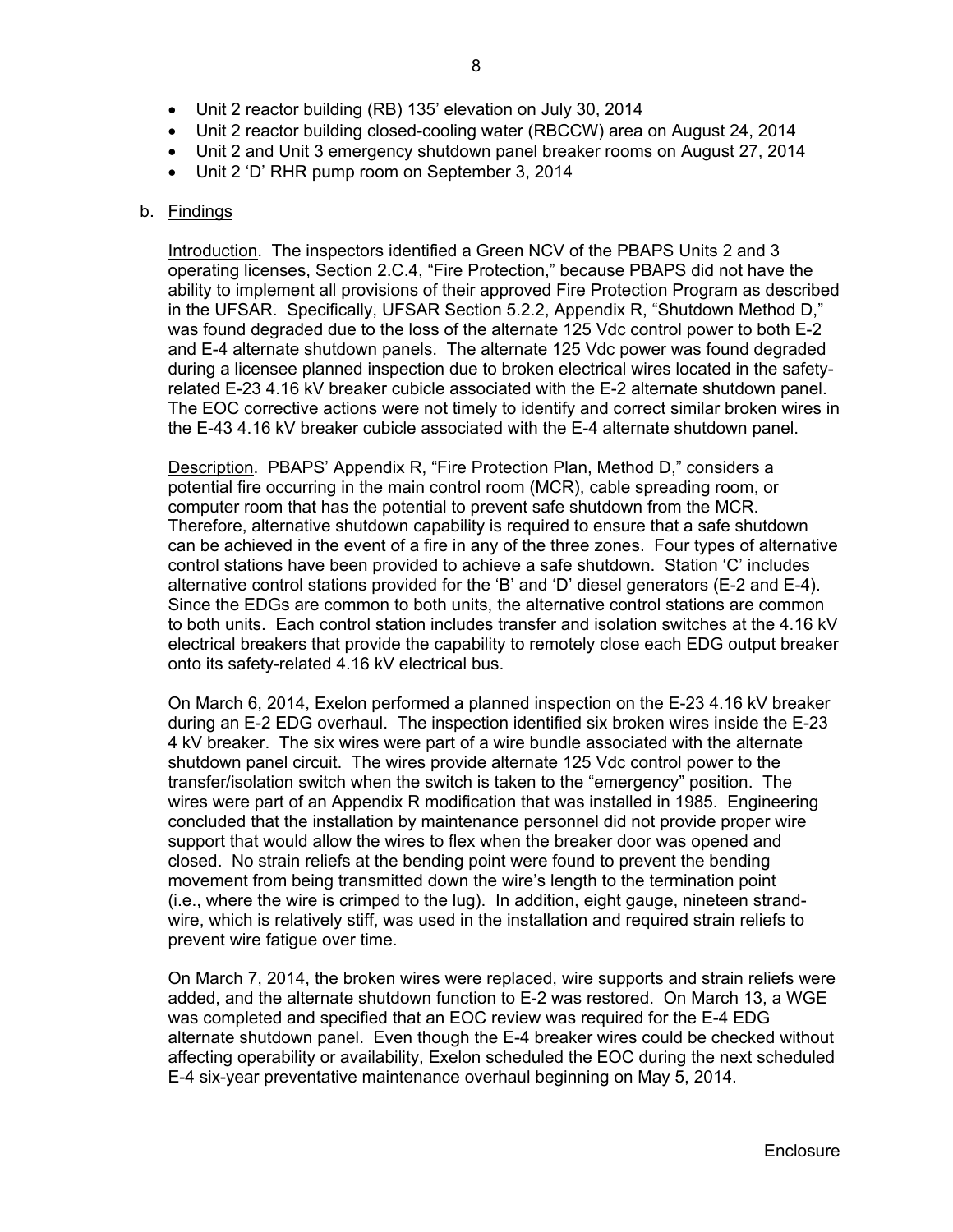- Unit 2 reactor building (RB) 135' elevation on July 30, 2014
- Unit 2 reactor building closed-cooling water (RBCCW) area on August 24, 2014
- Unit 2 and Unit 3 emergency shutdown panel breaker rooms on August 27, 2014
- Unit 2 'D' RHR pump room on September 3, 2014

b. Findings

Introduction. The inspectors identified a Green NCV of the PBAPS Units 2 and 3 operating licenses, Section 2.C.4, "Fire Protection," because PBAPS did not have the ability to implement all provisions of their approved Fire Protection Program as described in the UFSAR. Specifically, UFSAR Section 5.2.2, Appendix R, "Shutdown Method D," was found degraded due to the loss of the alternate 125 Vdc control power to both E-2 and E-4 alternate shutdown panels. The alternate 125 Vdc power was found degraded during a licensee planned inspection due to broken electrical wires located in the safety-related E-23 4.16 kV breaker cubicle associated with the E-2 alternate shutdown panel. The EOC corrective actions were not timely to identify and correct similar broken wires in the E-43 4.16 kV breaker cubicle associated with the E-4 alternate shutdown panel.

Description. PBAPS' Appendix R, "Fire Protection Plan, Method D," considers a potential fire occurring in the main control room (MCR), cable spreading room, or computer room that has the potential to prevent safe shutdown from the MCR. Therefore, alternative shutdown capability is required to ensure that a safe shutdown can be achieved in the event of a fire in any of the three zones. Four types of alternative control stations have been provided to achieve a safe shutdown. Station 'C' includes alternative control stations provided for the 'B' and 'D' diesel generators (E-2 and E-4). Since the EDGs are common to both units, the alternative control stations are common to both units. Each control station includes transfer and isolation switches at the 4.16 kV electrical breakers that provide the capability to remotely close each EDG output breaker onto its safety-related 4.16 kV electrical bus.

On March 6, 2014, Exelon performed a planned inspection on the E-23 4.16 kV breaker during an E-2 EDG overhaul. The inspection identified six broken wires inside the E-23 4 kV breaker. The six wires were part of a wire bundle associated with the alternate shutdown panel circuit. The wires provide alternate 125 Vdc control power to the transfer/isolation switch when the switch is taken to the "emergency" position. The wires were part of an Appendix R modification that was installed in 1985. Engineering concluded that the installation by maintenance personnel did not provide proper wire support that would allow the wires to flex when the breaker door was opened and closed. No strain reliefs at the bending point were found to prevent the bending movement from being transmitted down the wire's length to the termination point (i.e., where the wire is crimped to the lug). In addition, eight gauge, nineteen strand-wire, which is relatively stiff, was used in the installation and required strain reliefs to prevent wire fatigue over time.

On March 7, 2014, the broken wires were replaced, wire supports and strain reliefs were added, and the alternate shutdown function to E-2 was restored. On March 13, a WGE was completed and specified that an EOC review was required for the E-4 EDG alternate shutdown panel. Even though the E-4 breaker wires could be checked without affecting operability or availability, Exelon scheduled the EOC during the next scheduled E-4 six-year preventative maintenance overhaul beginning on May 5, 2014.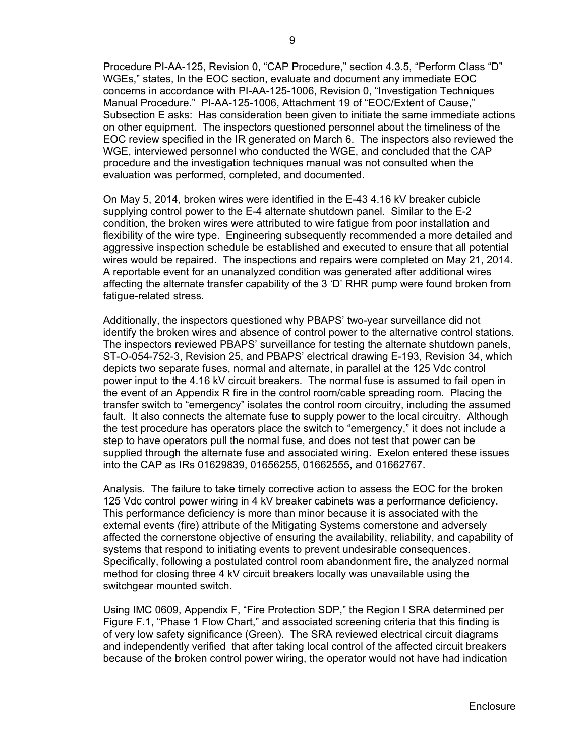Procedure PI-AA-125, Revision 0, “CAP Procedure,” section 4.3.5, “Perform Class “D” WGEs,” states, In the EOC section, evaluate and document any immediate EOC concerns in accordance with PI-AA-125-1006, Revision 0, “Investigation Techniques Manual Procedure.” PI-AA-125-1006, Attachment 19 of “EOC/Extent of Cause,” Subsection E asks: Has consideration been given to initiate the same immediate actions on other equipment. The inspectors questioned personnel about the timeliness of the EOC review specified in the IR generated on March 6. The inspectors also reviewed the WGE, interviewed personnel who conducted the WGE, and concluded that the CAP procedure and the investigation techniques manual was not consulted when the evaluation was performed, completed, and documented.

On May 5, 2014, broken wires were identified in the E-43 4.16 kV breaker cubicle supplying control power to the E-4 alternate shutdown panel. Similar to the E-2 condition, the broken wires were attributed to wire fatigue from poor installation and flexibility of the wire type. Engineering subsequently recommended a more detailed and aggressive inspection schedule be established and executed to ensure that all potential wires would be repaired. The inspections and repairs were completed on May 21, 2014. A reportable event for an unanalyzed condition was generated after additional wires affecting the alternate transfer capability of the 3 ‘D’ RHR pump were found broken from fatigue-related stress.

Additionally, the inspectors questioned why PBAPS’ two-year surveillance did not identify the broken wires and absence of control power to the alternative control stations. The inspectors reviewed PBAPS’ surveillance for testing the alternate shutdown panels, ST-O-054-752-3, Revision 25, and PBAPS’ electrical drawing E-193, Revision 34, which depicts two separate fuses, normal and alternate, in parallel at the 125 Vdc control power input to the 4.16 kV circuit breakers. The normal fuse is assumed to fail open in the event of an Appendix R fire in the control room/cable spreading room. Placing the transfer switch to “emergency” isolates the control room circuitry, including the assumed fault. It also connects the alternate fuse to supply power to the local circuitry. Although the test procedure has operators place the switch to “emergency,” it does not include a step to have operators pull the normal fuse, and does not test that power can be supplied through the alternate fuse and associated wiring. Exelon entered these issues into the CAP as IRs 01629839, 01656255, 01662555, and 01662767.

Analysis. The failure to take timely corrective action to assess the EOC for the broken 125 Vdc control power wiring in 4 kV breaker cabinets was a performance deficiency. This performance deficiency is more than minor because it is associated with the external events (fire) attribute of the Mitigating Systems cornerstone and adversely affected the cornerstone objective of ensuring the availability, reliability, and capability of systems that respond to initiating events to prevent undesirable consequences. Specifically, following a postulated control room abandonment fire, the analyzed normal method for closing three 4 kV circuit breakers locally was unavailable using the switchgear mounted switch.

Using IMC 0609, Appendix F, “Fire Protection SDP,” the Region I SRA determined per Figure F.1, “Phase 1 Flow Chart,” and associated screening criteria that this finding is of very low safety significance (Green). The SRA reviewed electrical circuit diagrams and independently verified that after taking local control of the affected circuit breakers because of the broken control power wiring, the operator would not have had indication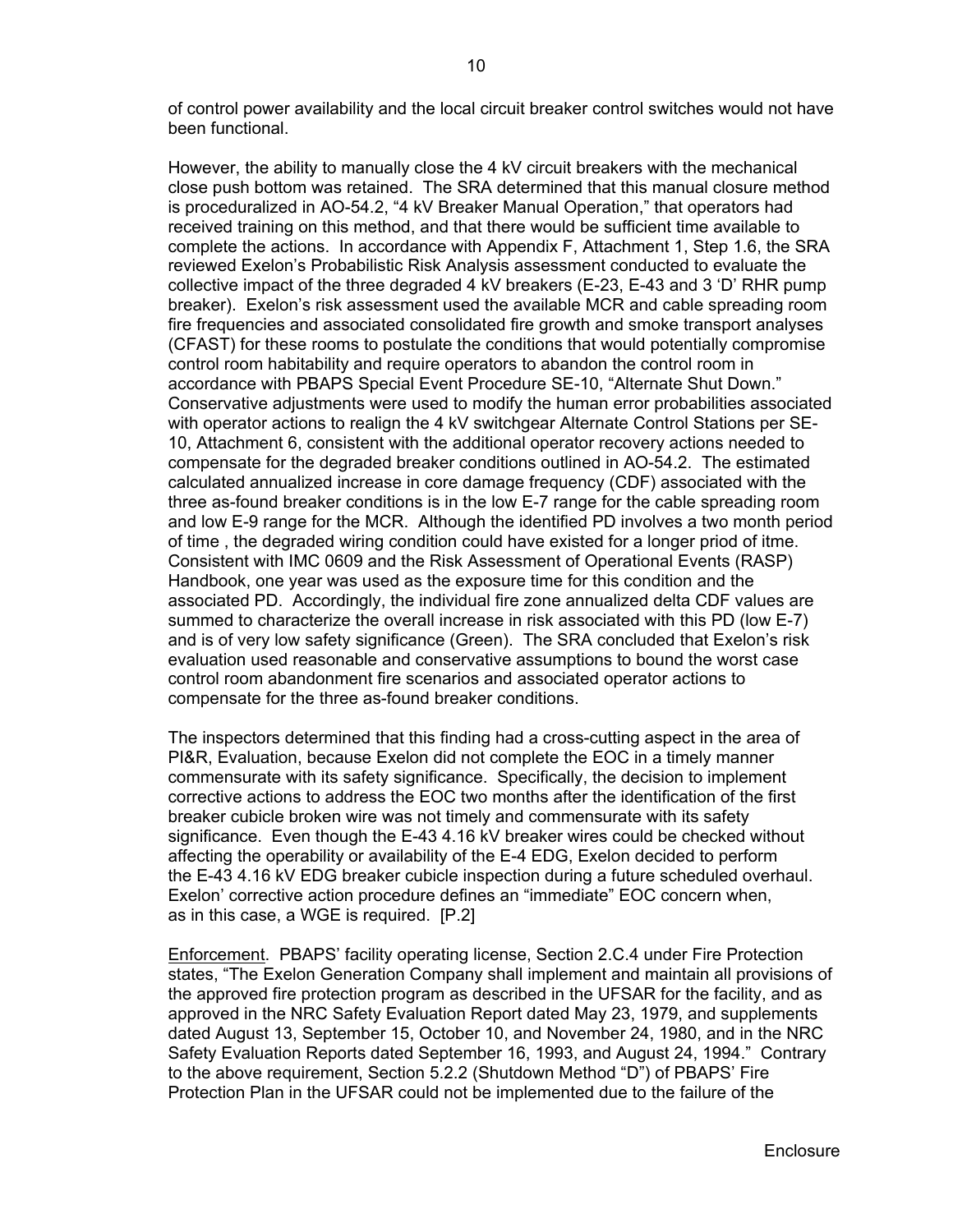of control power availability and the local circuit breaker control switches would not have been functional.

However, the ability to manually close the 4 kV circuit breakers with the mechanical close push bottom was retained. The SRA determined that this manual closure method is proceduralized in AO-54.2, "4 kV Breaker Manual Operation," that operators had received training on this method, and that there would be sufficient time available to complete the actions. In accordance with Appendix F, Attachment 1, Step 1.6, the SRA reviewed Exelon's Probabilistic Risk Analysis assessment conducted to evaluate the collective impact of the three degraded 4 kV breakers (E-23, E-43 and 3 'D' RHR pump breaker). Exelon's risk assessment used the available MCR and cable spreading room fire frequencies and associated consolidated fire growth and smoke transport analyses (CFAST) for these rooms to postulate the conditions that would potentially compromise control room habitability and require operators to abandon the control room in accordance with PBAPS Special Event Procedure SE-10, "Alternate Shut Down." Conservative adjustments were used to modify the human error probabilities associated with operator actions to realign the 4 kV switchgear Alternate Control Stations per SE-10, Attachment 6, consistent with the additional operator recovery actions needed to compensate for the degraded breaker conditions outlined in AO-54.2. The estimated calculated annualized increase in core damage frequency (CDF) associated with the three as-found breaker conditions is in the low E-7 range for the cable spreading room and low E-9 range for the MCR. Although the identified PD involves a two month period of time , the degraded wiring condition could have existed for a longer priod of itme. Consistent with IMC 0609 and the Risk Assessment of Operational Events (RASP) Handbook, one year was used as the exposure time for this condition and the associated PD. Accordingly, the individual fire zone annualized delta CDF values are summed to characterize the overall increase in risk associated with this PD (low E-7) and is of very low safety significance (Green). The SRA concluded that Exelon's risk evaluation used reasonable and conservative assumptions to bound the worst case control room abandonment fire scenarios and associated operator actions to compensate for the three as-found breaker conditions.

The inspectors determined that this finding had a cross-cutting aspect in the area of PI&R, Evaluation, because Exelon did not complete the EOC in a timely manner commensurate with its safety significance. Specifically, the decision to implement corrective actions to address the EOC two months after the identification of the first breaker cubicle broken wire was not timely and commensurate with its safety significance. Even though the E-43 4.16 kV breaker wires could be checked without affecting the operability or availability of the E-4 EDG, Exelon decided to perform the E-43 4.16 kV EDG breaker cubicle inspection during a future scheduled overhaul. Exelon' corrective action procedure defines an "immediate" EOC concern when, as in this case, a WGE is required. [P.2]

Enforcement. PBAPS' facility operating license, Section 2.C.4 under Fire Protection states, "The Exelon Generation Company shall implement and maintain all provisions of the approved fire protection program as described in the UFSAR for the facility, and as approved in the NRC Safety Evaluation Report dated May 23, 1979, and supplements dated August 13, September 15, October 10, and November 24, 1980, and in the NRC Safety Evaluation Reports dated September 16, 1993, and August 24, 1994." Contrary to the above requirement, Section 5.2.2 (Shutdown Method "D") of PBAPS' Fire Protection Plan in the UFSAR could not be implemented due to the failure of the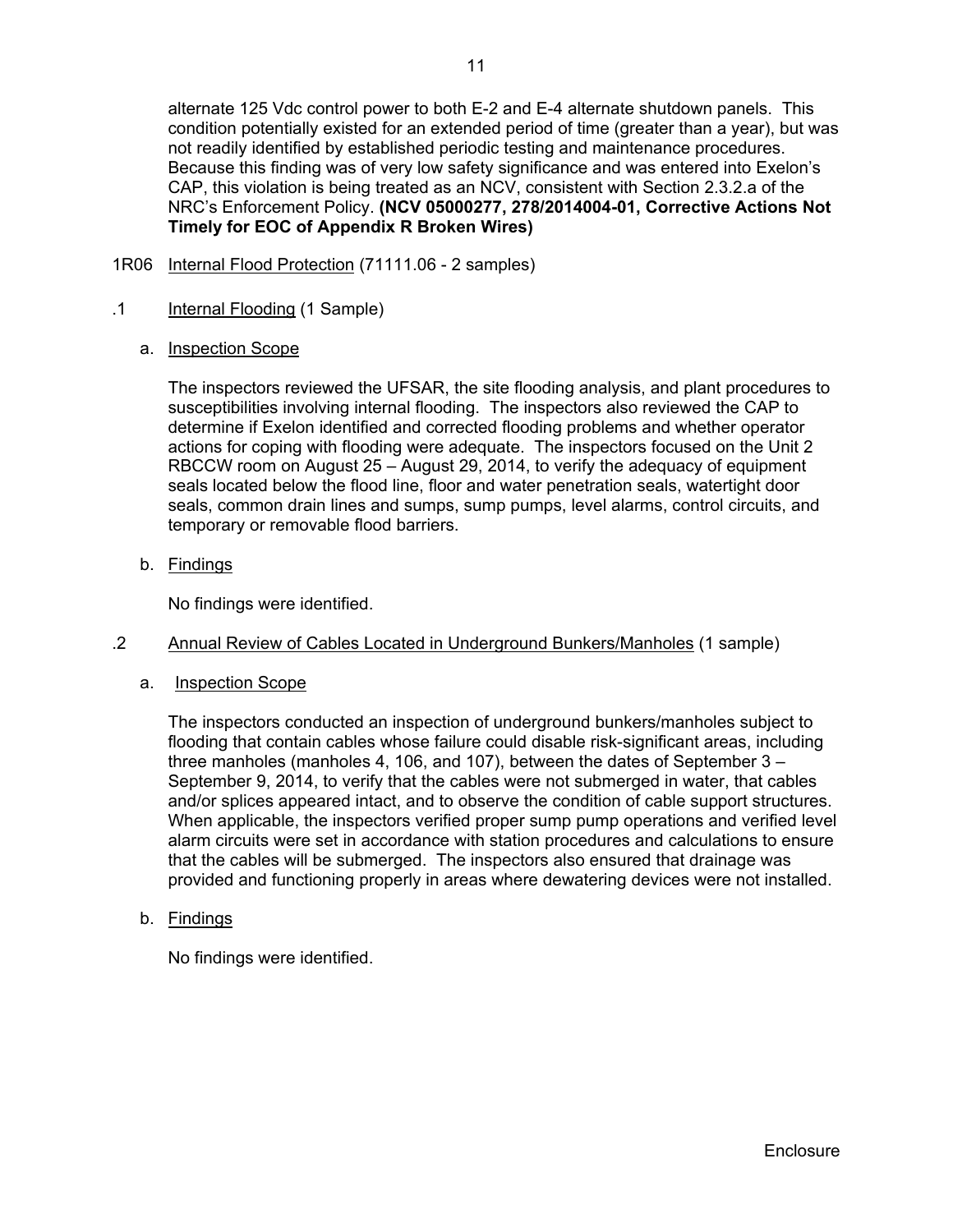alternate 125 Vdc control power to both E-2 and E-4 alternate shutdown panels. This condition potentially existed for an extended period of time (greater than a year), but was not readily identified by established periodic testing and maintenance procedures. Because this finding was of very low safety significance and was entered into Exelon's CAP, this violation is being treated as an NCV, consistent with Section 2.3.2.a of the NRC's Enforcement Policy. **(NCV 05000277, 278/2014004-01, Corrective Actions Not Timely for EOC of Appendix R Broken Wires)**

1R06 Internal Flood Protection (71111.06 - 2 samples)

.1 Internal Flooding (1 Sample)

a. Inspection Scope

The inspectors reviewed the UFSAR, the site flooding analysis, and plant procedures to susceptibilities involving internal flooding. The inspectors also reviewed the CAP to determine if Exelon identified and corrected flooding problems and whether operator actions for coping with flooding were adequate. The inspectors focused on the Unit 2 RBCCW room on August 25 – August 29, 2014, to verify the adequacy of equipment seals located below the flood line, floor and water penetration seals, watertight door seals, common drain lines and sumps, sump pumps, level alarms, control circuits, and temporary or removable flood barriers.

b. Findings

No findings were identified.

.2 Annual Review of Cables Located in Underground Bunkers/Manholes (1 sample)

a. Inspection Scope

The inspectors conducted an inspection of underground bunkers/manholes subject to flooding that contain cables whose failure could disable risk-significant areas, including three manholes (manholes 4, 106, and 107), between the dates of September 3 – September 9, 2014, to verify that the cables were not submerged in water, that cables and/or splices appeared intact, and to observe the condition of cable support structures. When applicable, the inspectors verified proper sump pump operations and verified level alarm circuits were set in accordance with station procedures and calculations to ensure that the cables will be submerged. The inspectors also ensured that drainage was provided and functioning properly in areas where dewatering devices were not installed.

b. Findings

No findings were identified.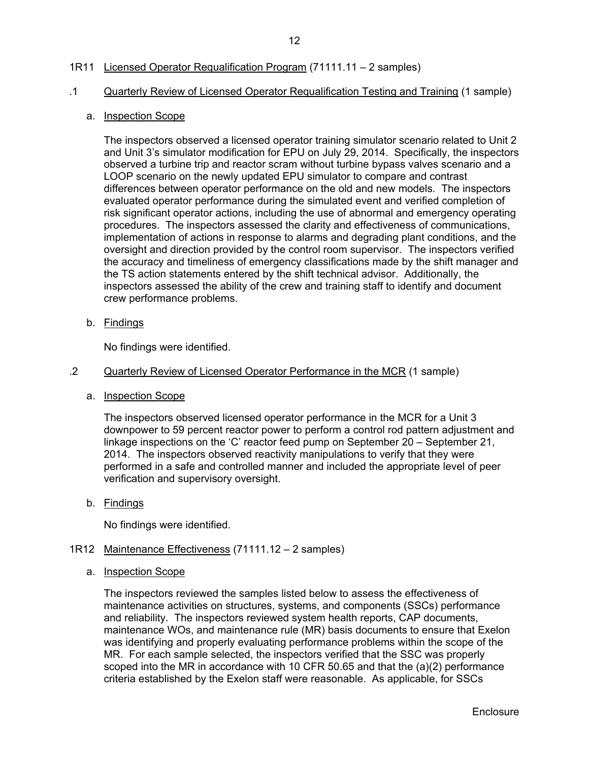## 1R11 Licensed Operator Requalification Program (71111.11 – 2 samples)

### .1 Quarterly Review of Licensed Operator Requalification Testing and Training (1 sample)

#### a. Inspection Scope

The inspectors observed a licensed operator training simulator scenario related to Unit 2 and Unit 3's simulator modification for EPU on July 29, 2014. Specifically, the inspectors observed a turbine trip and reactor scram without turbine bypass valves scenario and a LOOP scenario on the newly updated EPU simulator to compare and contrast differences between operator performance on the old and new models. The inspectors evaluated operator performance during the simulated event and verified completion of risk significant operator actions, including the use of abnormal and emergency operating procedures. The inspectors assessed the clarity and effectiveness of communications, implementation of actions in response to alarms and degrading plant conditions, and the oversight and direction provided by the control room supervisor. The inspectors verified the accuracy and timeliness of emergency classifications made by the shift manager and the TS action statements entered by the shift technical advisor. Additionally, the inspectors assessed the ability of the crew and training staff to identify and document crew performance problems.

#### b. Findings

No findings were identified.

### .2 Quarterly Review of Licensed Operator Performance in the MCR (1 sample)

#### a. Inspection Scope

The inspectors observed licensed operator performance in the MCR for a Unit 3 downpower to 59 percent reactor power to perform a control rod pattern adjustment and linkage inspections on the 'C' reactor feed pump on September 20 – September 21, 2014. The inspectors observed reactivity manipulations to verify that they were performed in a safe and controlled manner and included the appropriate level of peer verification and supervisory oversight.

#### b. Findings

No findings were identified.

## 1R12 Maintenance Effectiveness (71111.12 – 2 samples)

#### a. Inspection Scope

The inspectors reviewed the samples listed below to assess the effectiveness of maintenance activities on structures, systems, and components (SSCs) performance and reliability. The inspectors reviewed system health reports, CAP documents, maintenance WOs, and maintenance rule (MR) basis documents to ensure that Exelon was identifying and properly evaluating performance problems within the scope of the MR. For each sample selected, the inspectors verified that the SSC was properly scoped into the MR in accordance with 10 CFR 50.65 and that the (a)(2) performance criteria established by the Exelon staff were reasonable. As applicable, for SSCs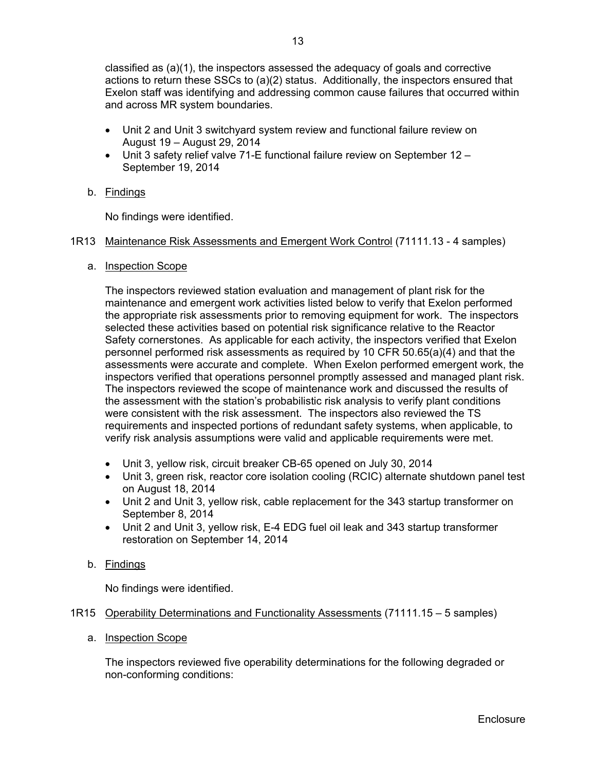classified as (a)(1), the inspectors assessed the adequacy of goals and corrective actions to return these SSCs to (a)(2) status. Additionally, the inspectors ensured that Exelon staff was identifying and addressing common cause failures that occurred within and across MR system boundaries.

- Unit 2 and Unit 3 switchyard system review and functional failure review on August 19 – August 29, 2014
- Unit 3 safety relief valve 71-E functional failure review on September 12 – September 19, 2014

b. Findings

No findings were identified.

## 1R13 Maintenance Risk Assessments and Emergent Work Control (71111.13 - 4 samples)

a. Inspection Scope

The inspectors reviewed station evaluation and management of plant risk for the maintenance and emergent work activities listed below to verify that Exelon performed the appropriate risk assessments prior to removing equipment for work. The inspectors selected these activities based on potential risk significance relative to the Reactor Safety cornerstones. As applicable for each activity, the inspectors verified that Exelon personnel performed risk assessments as required by 10 CFR 50.65(a)(4) and that the assessments were accurate and complete. When Exelon performed emergent work, the inspectors verified that operations personnel promptly assessed and managed plant risk. The inspectors reviewed the scope of maintenance work and discussed the results of the assessment with the station's probabilistic risk analysis to verify plant conditions were consistent with the risk assessment. The inspectors also reviewed the TS requirements and inspected portions of redundant safety systems, when applicable, to verify risk analysis assumptions were valid and applicable requirements were met.

- Unit 3, yellow risk, circuit breaker CB-65 opened on July 30, 2014
- Unit 3, green risk, reactor core isolation cooling (RCIC) alternate shutdown panel test on August 18, 2014
- Unit 2 and Unit 3, yellow risk, cable replacement for the 343 startup transformer on September 8, 2014
- Unit 2 and Unit 3, yellow risk, E-4 EDG fuel oil leak and 343 startup transformer restoration on September 14, 2014

b. Findings

No findings were identified.

## 1R15 Operability Determinations and Functionality Assessments (71111.15 – 5 samples)

a. Inspection Scope

The inspectors reviewed five operability determinations for the following degraded or non-conforming conditions: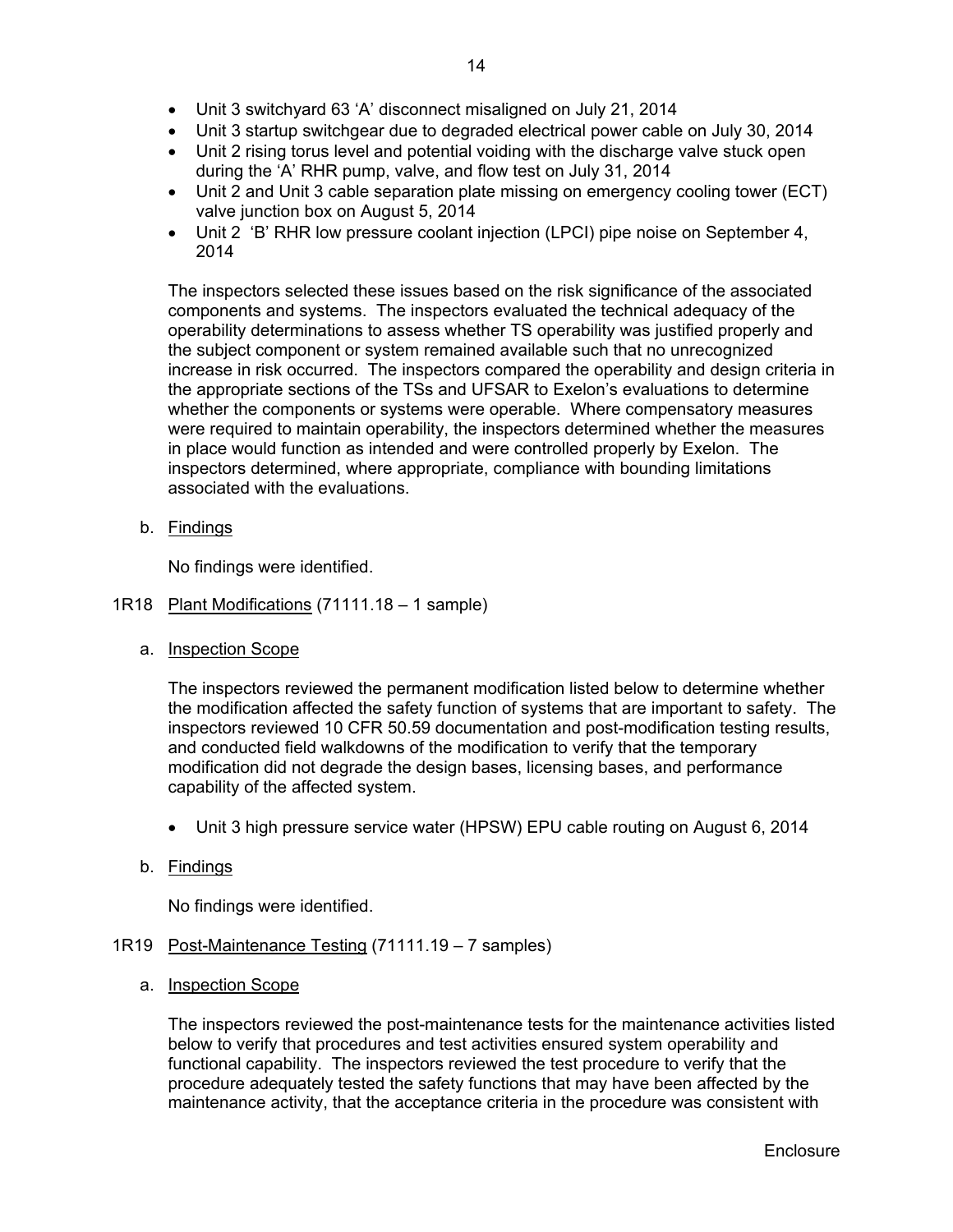- Unit 3 switchyard 63 'A' disconnect misaligned on July 21, 2014
- Unit 3 startup switchgear due to degraded electrical power cable on July 30, 2014
- Unit 2 rising torus level and potential voiding with the discharge valve stuck open during the 'A' RHR pump, valve, and flow test on July 31, 2014
- Unit 2 and Unit 3 cable separation plate missing on emergency cooling tower (ECT) valve junction box on August 5, 2014
- Unit 2 'B' RHR low pressure coolant injection (LPCI) pipe noise on September 4, 2014

The inspectors selected these issues based on the risk significance of the associated components and systems. The inspectors evaluated the technical adequacy of the operability determinations to assess whether TS operability was justified properly and the subject component or system remained available such that no unrecognized increase in risk occurred. The inspectors compared the operability and design criteria in the appropriate sections of the TSs and UFSAR to Exelon's evaluations to determine whether the components or systems were operable. Where compensatory measures were required to maintain operability, the inspectors determined whether the measures in place would function as intended and were controlled properly by Exelon. The inspectors determined, where appropriate, compliance with bounding limitations associated with the evaluations.

b. Findings

No findings were identified.

1R18 Plant Modifications (71111.18 – 1 sample)

a. Inspection Scope

The inspectors reviewed the permanent modification listed below to determine whether the modification affected the safety function of systems that are important to safety. The inspectors reviewed 10 CFR 50.59 documentation and post-modification testing results, and conducted field walkdowns of the modification to verify that the temporary modification did not degrade the design bases, licensing bases, and performance capability of the affected system.

- Unit 3 high pressure service water (HPSW) EPU cable routing on August 6, 2014

b. Findings

No findings were identified.

1R19 Post-Maintenance Testing (71111.19 – 7 samples)

a. Inspection Scope

The inspectors reviewed the post-maintenance tests for the maintenance activities listed below to verify that procedures and test activities ensured system operability and functional capability. The inspectors reviewed the test procedure to verify that the procedure adequately tested the safety functions that may have been affected by the maintenance activity, that the acceptance criteria in the procedure was consistent with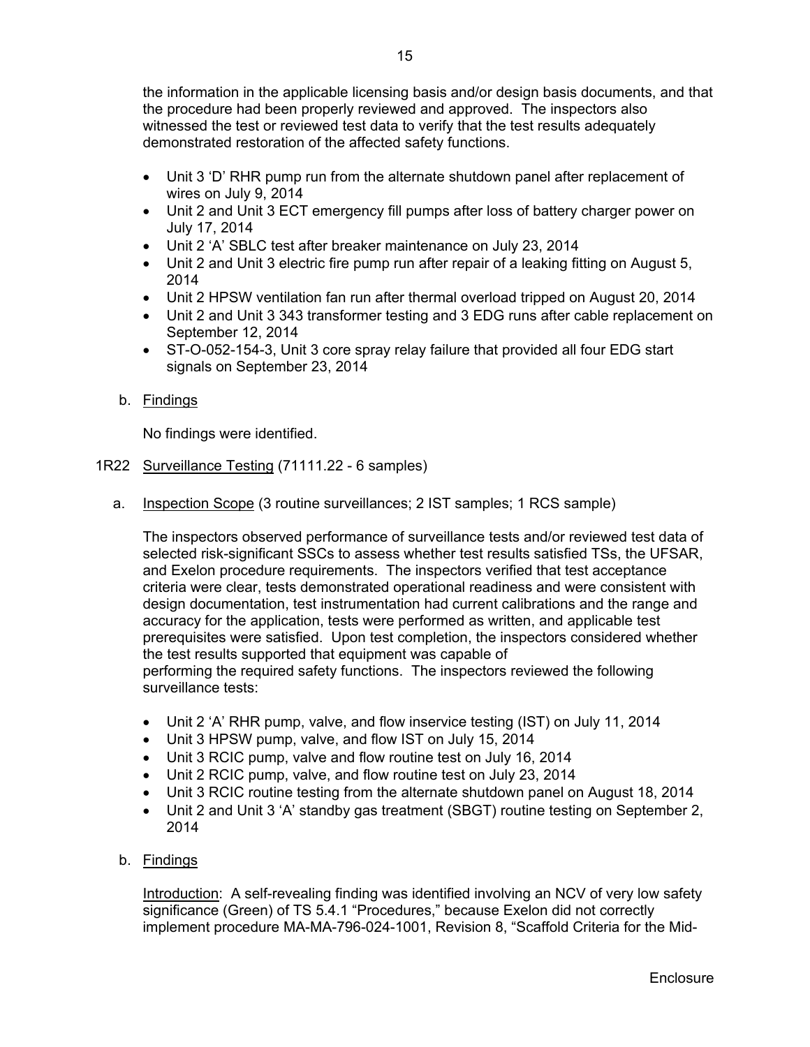the information in the applicable licensing basis and/or design basis documents, and that the procedure had been properly reviewed and approved. The inspectors also witnessed the test or reviewed test data to verify that the test results adequately demonstrated restoration of the affected safety functions.

- Unit 3 'D' RHR pump run from the alternate shutdown panel after replacement of wires on July 9, 2014
- Unit 2 and Unit 3 ECT emergency fill pumps after loss of battery charger power on July 17, 2014
- Unit 2 'A' SBLC test after breaker maintenance on July 23, 2014
- Unit 2 and Unit 3 electric fire pump run after repair of a leaking fitting on August 5, 2014
- Unit 2 HPSW ventilation fan run after thermal overload tripped on August 20, 2014
- Unit 2 and Unit 3 343 transformer testing and 3 EDG runs after cable replacement on September 12, 2014
- ST-O-052-154-3, Unit 3 core spray relay failure that provided all four EDG start signals on September 23, 2014

b. Findings

No findings were identified.

1R22 Surveillance Testing (71111.22 - 6 samples)

a. Inspection Scope (3 routine surveillances; 2 IST samples; 1 RCS sample)

The inspectors observed performance of surveillance tests and/or reviewed test data of selected risk-significant SSCs to assess whether test results satisfied TSs, the UFSAR, and Exelon procedure requirements. The inspectors verified that test acceptance criteria were clear, tests demonstrated operational readiness and were consistent with design documentation, test instrumentation had current calibrations and the range and accuracy for the application, tests were performed as written, and applicable test prerequisites were satisfied. Upon test completion, the inspectors considered whether the test results supported that equipment was capable of performing the required safety functions. The inspectors reviewed the following surveillance tests:

- Unit 2 'A' RHR pump, valve, and flow inservice testing (IST) on July 11, 2014
- Unit 3 HPSW pump, valve, and flow IST on July 15, 2014
- Unit 3 RCIC pump, valve and flow routine test on July 16, 2014
- Unit 2 RCIC pump, valve, and flow routine test on July 23, 2014
- Unit 3 RCIC routine testing from the alternate shutdown panel on August 18, 2014
- Unit 2 and Unit 3 'A' standby gas treatment (SBGT) routine testing on September 2, 2014

b. Findings

Introduction: A self-revealing finding was identified involving an NCV of very low safety significance (Green) of TS 5.4.1 "Procedures," because Exelon did not correctly implement procedure MA-MA-796-024-1001, Revision 8, "Scaffold Criteria for the Mid-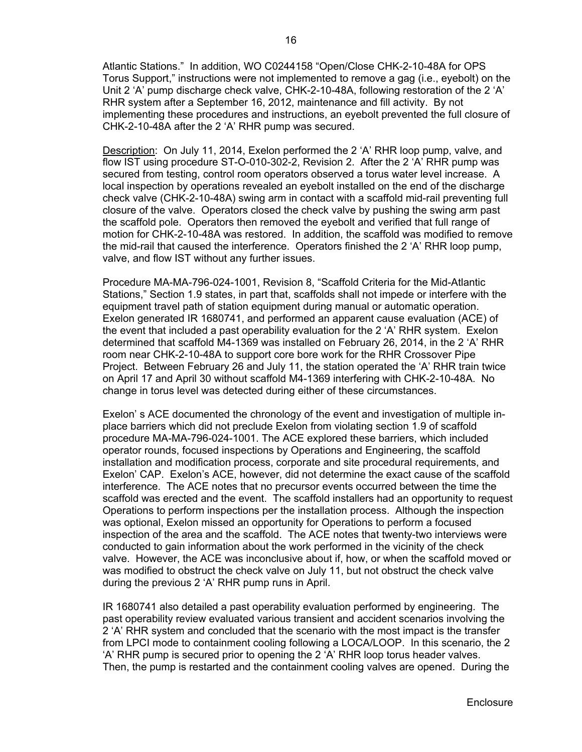Atlantic Stations." In addition, WO C0244158 "Open/Close CHK-2-10-48A for OPS Torus Support," instructions were not implemented to remove a gag (i.e., eyebolt) on the Unit 2 'A' pump discharge check valve, CHK-2-10-48A, following restoration of the 2 'A' RHR system after a September 16, 2012, maintenance and fill activity. By not implementing these procedures and instructions, an eyebolt prevented the full closure of CHK-2-10-48A after the 2 'A' RHR pump was secured.

Description: On July 11, 2014, Exelon performed the 2 'A' RHR loop pump, valve, and flow IST using procedure ST-O-010-302-2, Revision 2. After the 2 'A' RHR pump was secured from testing, control room operators observed a torus water level increase. A local inspection by operations revealed an eyebolt installed on the end of the discharge check valve (CHK-2-10-48A) swing arm in contact with a scaffold mid-rail preventing full closure of the valve. Operators closed the check valve by pushing the swing arm past the scaffold pole. Operators then removed the eyebolt and verified that full range of motion for CHK-2-10-48A was restored. In addition, the scaffold was modified to remove the mid-rail that caused the interference. Operators finished the 2 'A' RHR loop pump, valve, and flow IST without any further issues.

Procedure MA-MA-796-024-1001, Revision 8, "Scaffold Criteria for the Mid-Atlantic Stations," Section 1.9 states, in part that, scaffolds shall not impede or interfere with the equipment travel path of station equipment during manual or automatic operation. Exelon generated IR 1680741, and performed an apparent cause evaluation (ACE) of the event that included a past operability evaluation for the 2 'A' RHR system. Exelon determined that scaffold M4-1369 was installed on February 26, 2014, in the 2 'A' RHR room near CHK-2-10-48A to support core bore work for the RHR Crossover Pipe Project. Between February 26 and July 11, the station operated the 'A' RHR train twice on April 17 and April 30 without scaffold M4-1369 interfering with CHK-2-10-48A. No change in torus level was detected during either of these circumstances.

Exelon' s ACE documented the chronology of the event and investigation of multiple in-place barriers which did not preclude Exelon from violating section 1.9 of scaffold procedure MA-MA-796-024-1001. The ACE explored these barriers, which included operator rounds, focused inspections by Operations and Engineering, the scaffold installation and modification process, corporate and site procedural requirements, and Exelon' CAP. Exelon's ACE, however, did not determine the exact cause of the scaffold interference. The ACE notes that no precursor events occurred between the time the scaffold was erected and the event. The scaffold installers had an opportunity to request Operations to perform inspections per the installation process. Although the inspection was optional, Exelon missed an opportunity for Operations to perform a focused inspection of the area and the scaffold. The ACE notes that twenty-two interviews were conducted to gain information about the work performed in the vicinity of the check valve. However, the ACE was inconclusive about if, how, or when the scaffold moved or was modified to obstruct the check valve on July 11, but not obstruct the check valve during the previous 2 'A' RHR pump runs in April.

IR 1680741 also detailed a past operability evaluation performed by engineering. The past operability review evaluated various transient and accident scenarios involving the 2 'A' RHR system and concluded that the scenario with the most impact is the transfer from LPCI mode to containment cooling following a LOCA/LOOP. In this scenario, the 2 'A' RHR pump is secured prior to opening the 2 'A' RHR loop torus header valves. Then, the pump is restarted and the containment cooling valves are opened. During the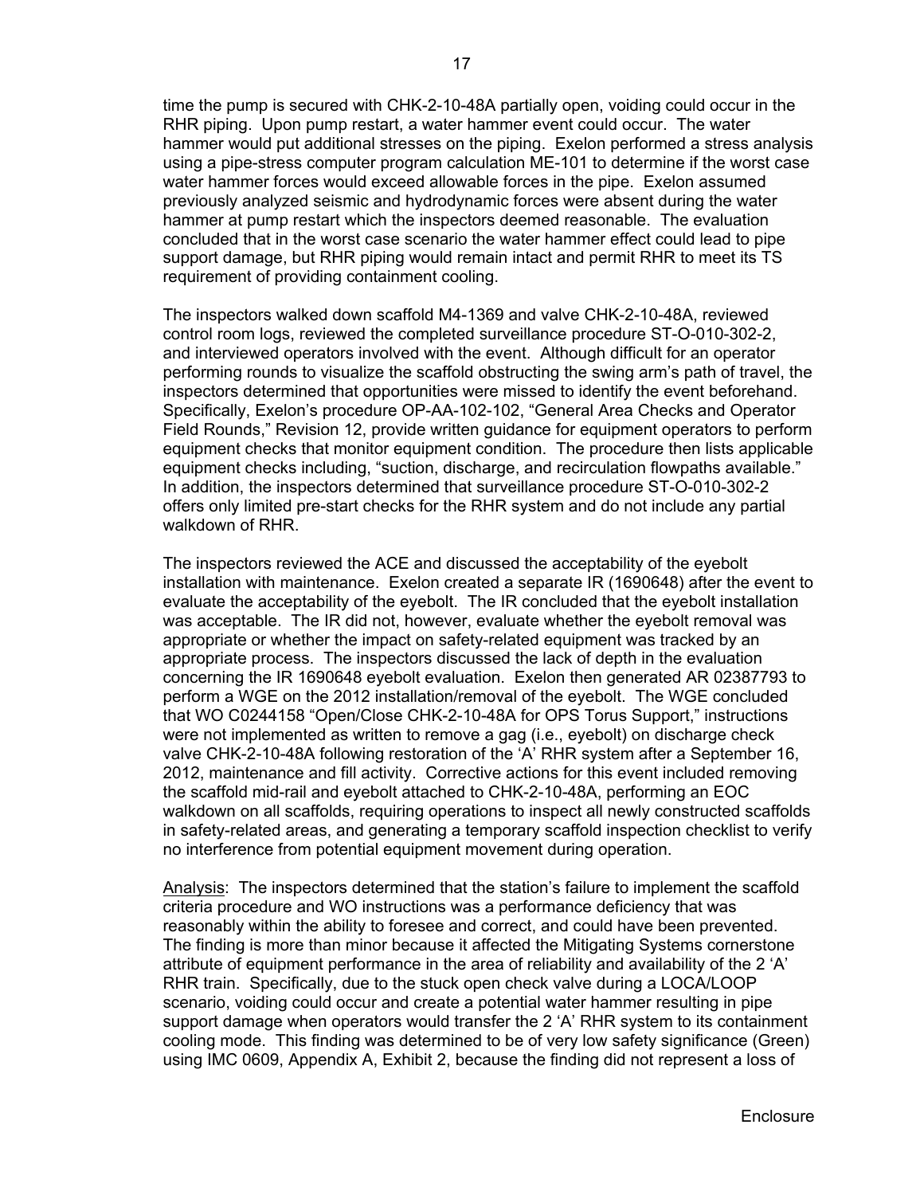time the pump is secured with CHK-2-10-48A partially open, voiding could occur in the RHR piping. Upon pump restart, a water hammer event could occur. The water hammer would put additional stresses on the piping. Exelon performed a stress analysis using a pipe-stress computer program calculation ME-101 to determine if the worst case water hammer forces would exceed allowable forces in the pipe. Exelon assumed previously analyzed seismic and hydrodynamic forces were absent during the water hammer at pump restart which the inspectors deemed reasonable. The evaluation concluded that in the worst case scenario the water hammer effect could lead to pipe support damage, but RHR piping would remain intact and permit RHR to meet its TS requirement of providing containment cooling.

The inspectors walked down scaffold M4-1369 and valve CHK-2-10-48A, reviewed control room logs, reviewed the completed surveillance procedure ST-O-010-302-2, and interviewed operators involved with the event. Although difficult for an operator performing rounds to visualize the scaffold obstructing the swing arm's path of travel, the inspectors determined that opportunities were missed to identify the event beforehand. Specifically, Exelon's procedure OP-AA-102-102, "General Area Checks and Operator Field Rounds," Revision 12, provide written guidance for equipment operators to perform equipment checks that monitor equipment condition. The procedure then lists applicable equipment checks including, "suction, discharge, and recirculation flowpaths available." In addition, the inspectors determined that surveillance procedure ST-O-010-302-2 offers only limited pre-start checks for the RHR system and do not include any partial walkdown of RHR.

The inspectors reviewed the ACE and discussed the acceptability of the eyebolt installation with maintenance. Exelon created a separate IR (1690648) after the event to evaluate the acceptability of the eyebolt. The IR concluded that the eyebolt installation was acceptable. The IR did not, however, evaluate whether the eyebolt removal was appropriate or whether the impact on safety-related equipment was tracked by an appropriate process. The inspectors discussed the lack of depth in the evaluation concerning the IR 1690648 eyebolt evaluation. Exelon then generated AR 02387793 to perform a WGE on the 2012 installation/removal of the eyebolt. The WGE concluded that WO C0244158 "Open/Close CHK-2-10-48A for OPS Torus Support," instructions were not implemented as written to remove a gag (i.e., eyebolt) on discharge check valve CHK-2-10-48A following restoration of the 'A' RHR system after a September 16, 2012, maintenance and fill activity. Corrective actions for this event included removing the scaffold mid-rail and eyebolt attached to CHK-2-10-48A, performing an EOC walkdown on all scaffolds, requiring operations to inspect all newly constructed scaffolds in safety-related areas, and generating a temporary scaffold inspection checklist to verify no interference from potential equipment movement during operation.

Analysis: The inspectors determined that the station's failure to implement the scaffold criteria procedure and WO instructions was a performance deficiency that was reasonably within the ability to foresee and correct, and could have been prevented. The finding is more than minor because it affected the Mitigating Systems cornerstone attribute of equipment performance in the area of reliability and availability of the 2 'A' RHR train. Specifically, due to the stuck open check valve during a LOCA/LOOP scenario, voiding could occur and create a potential water hammer resulting in pipe support damage when operators would transfer the 2 'A' RHR system to its containment cooling mode. This finding was determined to be of very low safety significance (Green) using IMC 0609, Appendix A, Exhibit 2, because the finding did not represent a loss of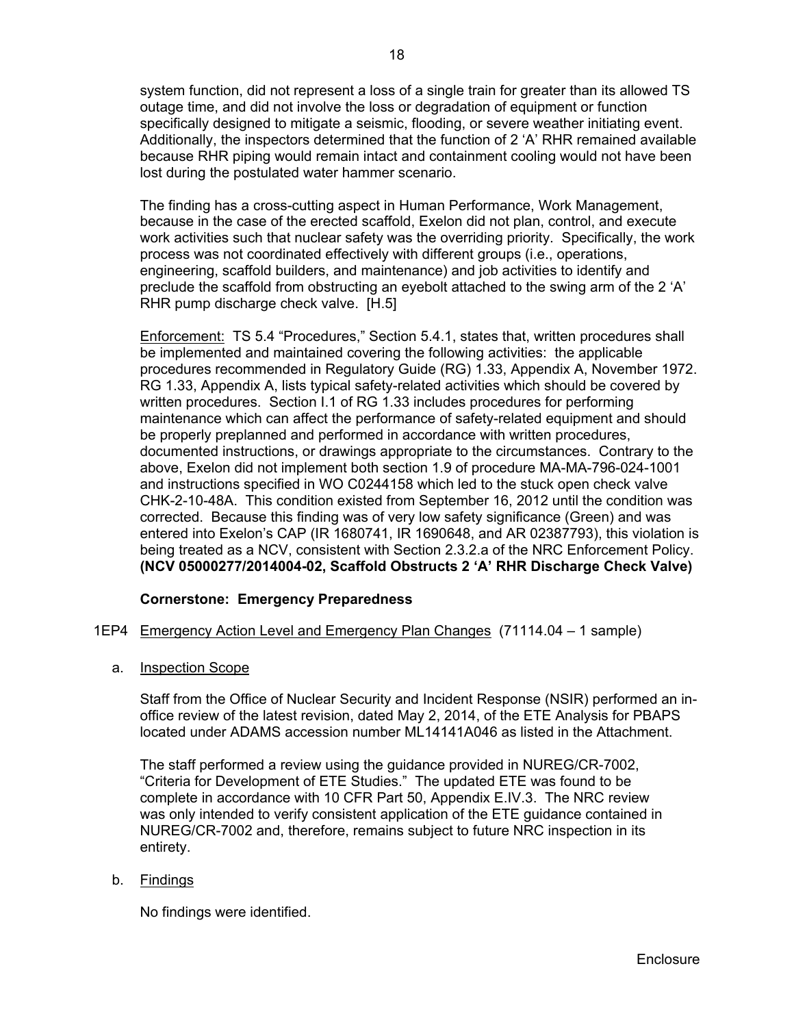system function, did not represent a loss of a single train for greater than its allowed TS outage time, and did not involve the loss or degradation of equipment or function specifically designed to mitigate a seismic, flooding, or severe weather initiating event. Additionally, the inspectors determined that the function of 2 'A' RHR remained available because RHR piping would remain intact and containment cooling would not have been lost during the postulated water hammer scenario.

The finding has a cross-cutting aspect in Human Performance, Work Management, because in the case of the erected scaffold, Exelon did not plan, control, and execute work activities such that nuclear safety was the overriding priority. Specifically, the work process was not coordinated effectively with different groups (i.e., operations, engineering, scaffold builders, and maintenance) and job activities to identify and preclude the scaffold from obstructing an eyebolt attached to the swing arm of the 2 'A' RHR pump discharge check valve. [H.5]

Enforcement: TS 5.4 "Procedures," Section 5.4.1, states that, written procedures shall be implemented and maintained covering the following activities: the applicable procedures recommended in Regulatory Guide (RG) 1.33, Appendix A, November 1972. RG 1.33, Appendix A, lists typical safety-related activities which should be covered by written procedures. Section I.1 of RG 1.33 includes procedures for performing maintenance which can affect the performance of safety-related equipment and should be properly preplanned and performed in accordance with written procedures, documented instructions, or drawings appropriate to the circumstances. Contrary to the above, Exelon did not implement both section 1.9 of procedure MA-MA-796-024-1001 and instructions specified in WO C0244158 which led to the stuck open check valve CHK-2-10-48A. This condition existed from September 16, 2012 until the condition was corrected. Because this finding was of very low safety significance (Green) and was entered into Exelon's CAP (IR 1680741, IR 1690648, and AR 02387793), this violation is being treated as a NCV, consistent with Section 2.3.2.a of the NRC Enforcement Policy. **(NCV 05000277/2014004-02, Scaffold Obstructs 2 'A' RHR Discharge Check Valve)**

**Cornerstone: Emergency Preparedness**

1EP4 Emergency Action Level and Emergency Plan Changes (71114.04 – 1 sample)

a. Inspection Scope

Staff from the Office of Nuclear Security and Incident Response (NSIR) performed an in-office review of the latest revision, dated May 2, 2014, of the ETE Analysis for PBAPS located under ADAMS accession number ML14141A046 as listed in the Attachment.

The staff performed a review using the guidance provided in NUREG/CR-7002, "Criteria for Development of ETE Studies." The updated ETE was found to be complete in accordance with 10 CFR Part 50, Appendix E.IV.3. The NRC review was only intended to verify consistent application of the ETE guidance contained in NUREG/CR-7002 and, therefore, remains subject to future NRC inspection in its entirety.

b. Findings

No findings were identified.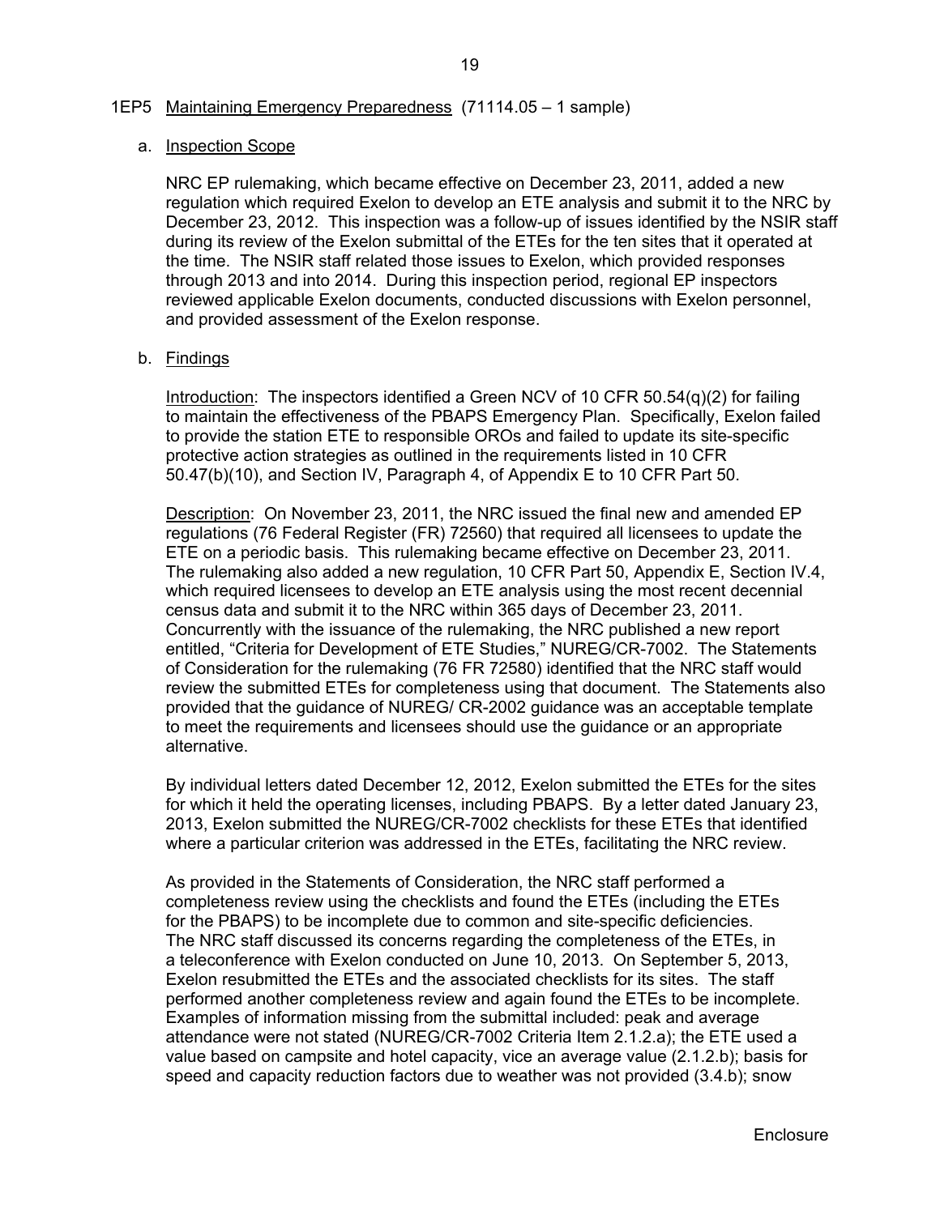## 1EP5 Maintaining Emergency Preparedness (71114.05 – 1 sample)

### a. Inspection Scope

NRC EP rulemaking, which became effective on December 23, 2011, added a new regulation which required Exelon to develop an ETE analysis and submit it to the NRC by December 23, 2012. This inspection was a follow-up of issues identified by the NSIR staff during its review of the Exelon submittal of the ETEs for the ten sites that it operated at the time. The NSIR staff related those issues to Exelon, which provided responses through 2013 and into 2014. During this inspection period, regional EP inspectors reviewed applicable Exelon documents, conducted discussions with Exelon personnel, and provided assessment of the Exelon response.

### b. Findings

Introduction: The inspectors identified a Green NCV of 10 CFR 50.54(q)(2) for failing to maintain the effectiveness of the PBAPS Emergency Plan. Specifically, Exelon failed to provide the station ETE to responsible OROs and failed to update its site-specific protective action strategies as outlined in the requirements listed in 10 CFR 50.47(b)(10), and Section IV, Paragraph 4, of Appendix E to 10 CFR Part 50.

Description: On November 23, 2011, the NRC issued the final new and amended EP regulations (76 Federal Register (FR) 72560) that required all licensees to update the ETE on a periodic basis. This rulemaking became effective on December 23, 2011. The rulemaking also added a new regulation, 10 CFR Part 50, Appendix E, Section IV.4, which required licensees to develop an ETE analysis using the most recent decennial census data and submit it to the NRC within 365 days of December 23, 2011. Concurrently with the issuance of the rulemaking, the NRC published a new report entitled, "Criteria for Development of ETE Studies," NUREG/CR-7002. The Statements of Consideration for the rulemaking (76 FR 72580) identified that the NRC staff would review the submitted ETEs for completeness using that document. The Statements also provided that the guidance of NUREG/ CR-2002 guidance was an acceptable template to meet the requirements and licensees should use the guidance or an appropriate alternative.

By individual letters dated December 12, 2012, Exelon submitted the ETEs for the sites for which it held the operating licenses, including PBAPS. By a letter dated January 23, 2013, Exelon submitted the NUREG/CR-7002 checklists for these ETEs that identified where a particular criterion was addressed in the ETEs, facilitating the NRC review.

As provided in the Statements of Consideration, the NRC staff performed a completeness review using the checklists and found the ETEs (including the ETEs for the PBAPS) to be incomplete due to common and site-specific deficiencies. The NRC staff discussed its concerns regarding the completeness of the ETEs, in a teleconference with Exelon conducted on June 10, 2013. On September 5, 2013, Exelon resubmitted the ETEs and the associated checklists for its sites. The staff performed another completeness review and again found the ETEs to be incomplete. Examples of information missing from the submittal included: peak and average attendance were not stated (NUREG/CR-7002 Criteria Item 2.1.2.a); the ETE used a value based on campsite and hotel capacity, vice an average value (2.1.2.b); basis for speed and capacity reduction factors due to weather was not provided (3.4.b); snow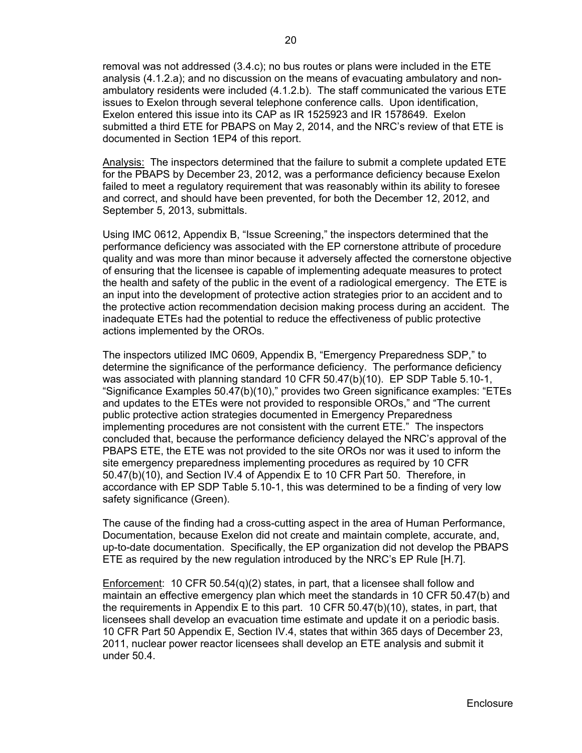removal was not addressed (3.4.c); no bus routes or plans were included in the ETE analysis (4.1.2.a); and no discussion on the means of evacuating ambulatory and non-ambulatory residents were included (4.1.2.b). The staff communicated the various ETE issues to Exelon through several telephone conference calls. Upon identification, Exelon entered this issue into its CAP as IR 1525923 and IR 1578649. Exelon submitted a third ETE for PBAPS on May 2, 2014, and the NRC's review of that ETE is documented in Section 1EP4 of this report.

Analysis: The inspectors determined that the failure to submit a complete updated ETE for the PBAPS by December 23, 2012, was a performance deficiency because Exelon failed to meet a regulatory requirement that was reasonably within its ability to foresee and correct, and should have been prevented, for both the December 12, 2012, and September 5, 2013, submittals.

Using IMC 0612, Appendix B, "Issue Screening," the inspectors determined that the performance deficiency was associated with the EP cornerstone attribute of procedure quality and was more than minor because it adversely affected the cornerstone objective of ensuring that the licensee is capable of implementing adequate measures to protect the health and safety of the public in the event of a radiological emergency. The ETE is an input into the development of protective action strategies prior to an accident and to the protective action recommendation decision making process during an accident. The inadequate ETEs had the potential to reduce the effectiveness of public protective actions implemented by the OROs.

The inspectors utilized IMC 0609, Appendix B, "Emergency Preparedness SDP," to determine the significance of the performance deficiency. The performance deficiency was associated with planning standard 10 CFR 50.47(b)(10). EP SDP Table 5.10-1, "Significance Examples 50.47(b)(10)," provides two Green significance examples: "ETEs and updates to the ETEs were not provided to responsible OROs," and "The current public protective action strategies documented in Emergency Preparedness implementing procedures are not consistent with the current ETE." The inspectors concluded that, because the performance deficiency delayed the NRC's approval of the PBAPS ETE, the ETE was not provided to the site OROs nor was it used to inform the site emergency preparedness implementing procedures as required by 10 CFR 50.47(b)(10), and Section IV.4 of Appendix E to 10 CFR Part 50. Therefore, in accordance with EP SDP Table 5.10-1, this was determined to be a finding of very low safety significance (Green).

The cause of the finding had a cross-cutting aspect in the area of Human Performance, Documentation, because Exelon did not create and maintain complete, accurate, and, up-to-date documentation. Specifically, the EP organization did not develop the PBAPS ETE as required by the new regulation introduced by the NRC's EP Rule [H.7].

Enforcement: 10 CFR 50.54(q)(2) states, in part, that a licensee shall follow and maintain an effective emergency plan which meet the standards in 10 CFR 50.47(b) and the requirements in Appendix E to this part. 10 CFR 50.47(b)(10), states, in part, that licensees shall develop an evacuation time estimate and update it on a periodic basis. 10 CFR Part 50 Appendix E, Section IV.4, states that within 365 days of December 23, 2011, nuclear power reactor licensees shall develop an ETE analysis and submit it under 50.4.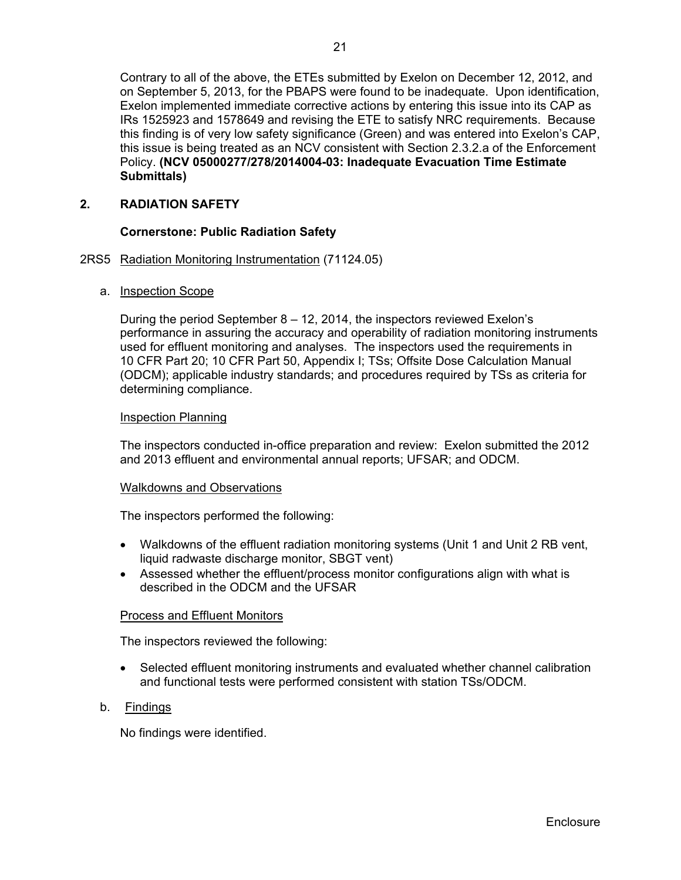Contrary to all of the above, the ETEs submitted by Exelon on December 12, 2012, and on September 5, 2013, for the PBAPS were found to be inadequate. Upon identification, Exelon implemented immediate corrective actions by entering this issue into its CAP as IRs 1525923 and 1578649 and revising the ETE to satisfy NRC requirements. Because this finding is of very low safety significance (Green) and was entered into Exelon's CAP, this issue is being treated as an NCV consistent with Section 2.3.2.a of the Enforcement Policy. **(NCV 05000277/278/2014004-03: Inadequate Evacuation Time Estimate Submittals)**

## 2. RADIATION SAFETY

### Cornerstone: Public Radiation Safety

2RS5 Radiation Monitoring Instrumentation (71124.05)

a. Inspection Scope

During the period September 8 – 12, 2014, the inspectors reviewed Exelon's performance in assuring the accuracy and operability of radiation monitoring instruments used for effluent monitoring and analyses. The inspectors used the requirements in 10 CFR Part 20; 10 CFR Part 50, Appendix I; TSs; Offsite Dose Calculation Manual (ODCM); applicable industry standards; and procedures required by TSs as criteria for determining compliance.

Inspection Planning

The inspectors conducted in-office preparation and review: Exelon submitted the 2012 and 2013 effluent and environmental annual reports; UFSAR; and ODCM.

Walkdowns and Observations

The inspectors performed the following:

- Walkdowns of the effluent radiation monitoring systems (Unit 1 and Unit 2 RB vent, liquid radwaste discharge monitor, SBGT vent)
- Assessed whether the effluent/process monitor configurations align with what is described in the ODCM and the UFSAR

Process and Effluent Monitors

The inspectors reviewed the following:

- Selected effluent monitoring instruments and evaluated whether channel calibration and functional tests were performed consistent with station TSs/ODCM.

b. Findings

No findings were identified.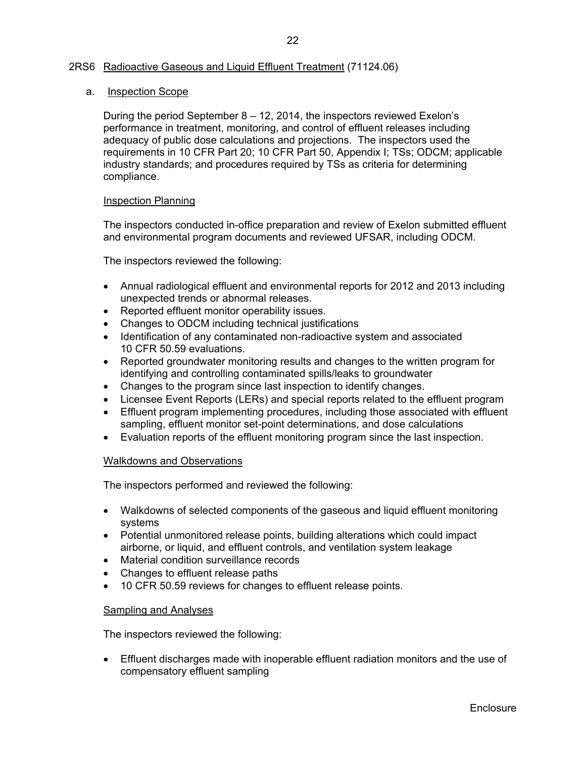## 2RS6 Radioactive Gaseous and Liquid Effluent Treatment (71124.06)

### a. Inspection Scope

During the period September 8 – 12, 2014, the inspectors reviewed Exelon's performance in treatment, monitoring, and control of effluent releases including adequacy of public dose calculations and projections. The inspectors used the requirements in 10 CFR Part 20; 10 CFR Part 50, Appendix I; TSs; ODCM; applicable industry standards; and procedures required by TSs as criteria for determining compliance.

#### Inspection Planning

The inspectors conducted in-office preparation and review of Exelon submitted effluent and environmental program documents and reviewed UFSAR, including ODCM.

The inspectors reviewed the following:

- Annual radiological effluent and environmental reports for 2012 and 2013 including unexpected trends or abnormal releases.
- Reported effluent monitor operability issues.
- Changes to ODCM including technical justifications
- Identification of any contaminated non-radioactive system and associated 10 CFR 50.59 evaluations.
- Reported groundwater monitoring results and changes to the written program for identifying and controlling contaminated spills/leaks to groundwater
- Changes to the program since last inspection to identify changes.
- Licensee Event Reports (LERs) and special reports related to the effluent program
- Effluent program implementing procedures, including those associated with effluent sampling, effluent monitor set-point determinations, and dose calculations
- Evaluation reports of the effluent monitoring program since the last inspection.

#### Walkdowns and Observations

The inspectors performed and reviewed the following:

- Walkdowns of selected components of the gaseous and liquid effluent monitoring systems
- Potential unmonitored release points, building alterations which could impact airborne, or liquid, and effluent controls, and ventilation system leakage
- Material condition surveillance records
- Changes to effluent release paths
- 10 CFR 50.59 reviews for changes to effluent release points.

#### Sampling and Analyses

The inspectors reviewed the following:

- Effluent discharges made with inoperable effluent radiation monitors and the use of compensatory effluent sampling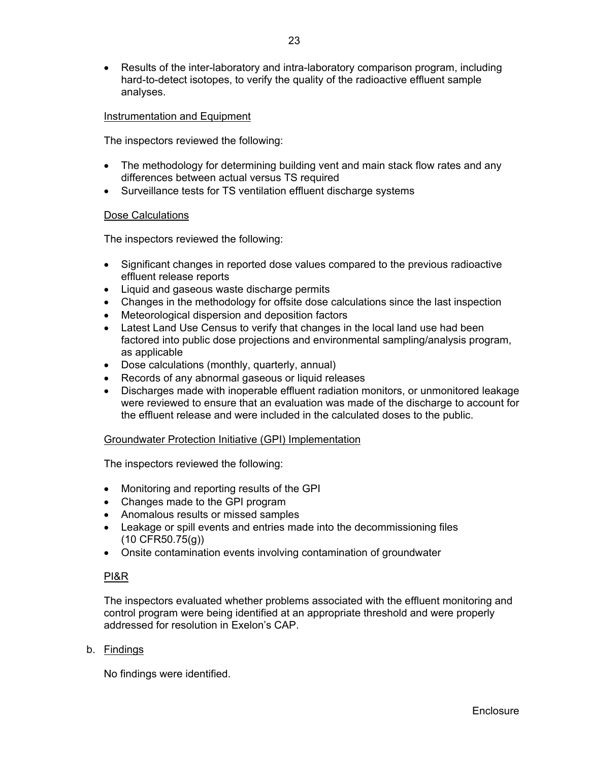- Results of the inter-laboratory and intra-laboratory comparison program, including hard-to-detect isotopes, to verify the quality of the radioactive effluent sample analyses.

Instrumentation and Equipment

The inspectors reviewed the following:

- The methodology for determining building vent and main stack flow rates and any differences between actual versus TS required
- Surveillance tests for TS ventilation effluent discharge systems

Dose Calculations

The inspectors reviewed the following:

- Significant changes in reported dose values compared to the previous radioactive effluent release reports
- Liquid and gaseous waste discharge permits
- Changes in the methodology for offsite dose calculations since the last inspection
- Meteorological dispersion and deposition factors
- Latest Land Use Census to verify that changes in the local land use had been factored into public dose projections and environmental sampling/analysis program, as applicable
- Dose calculations (monthly, quarterly, annual)
- Records of any abnormal gaseous or liquid releases
- Discharges made with inoperable effluent radiation monitors, or unmonitored leakage were reviewed to ensure that an evaluation was made of the discharge to account for the effluent release and were included in the calculated doses to the public.

Groundwater Protection Initiative (GPI) Implementation

The inspectors reviewed the following:

- Monitoring and reporting results of the GPI
- Changes made to the GPI program
- Anomalous results or missed samples
- Leakage or spill events and entries made into the decommissioning files (10 CFR50.75(g))
- Onsite contamination events involving contamination of groundwater

PI&R

The inspectors evaluated whether problems associated with the effluent monitoring and control program were being identified at an appropriate threshold and were properly addressed for resolution in Exelon's CAP.

b. Findings

No findings were identified.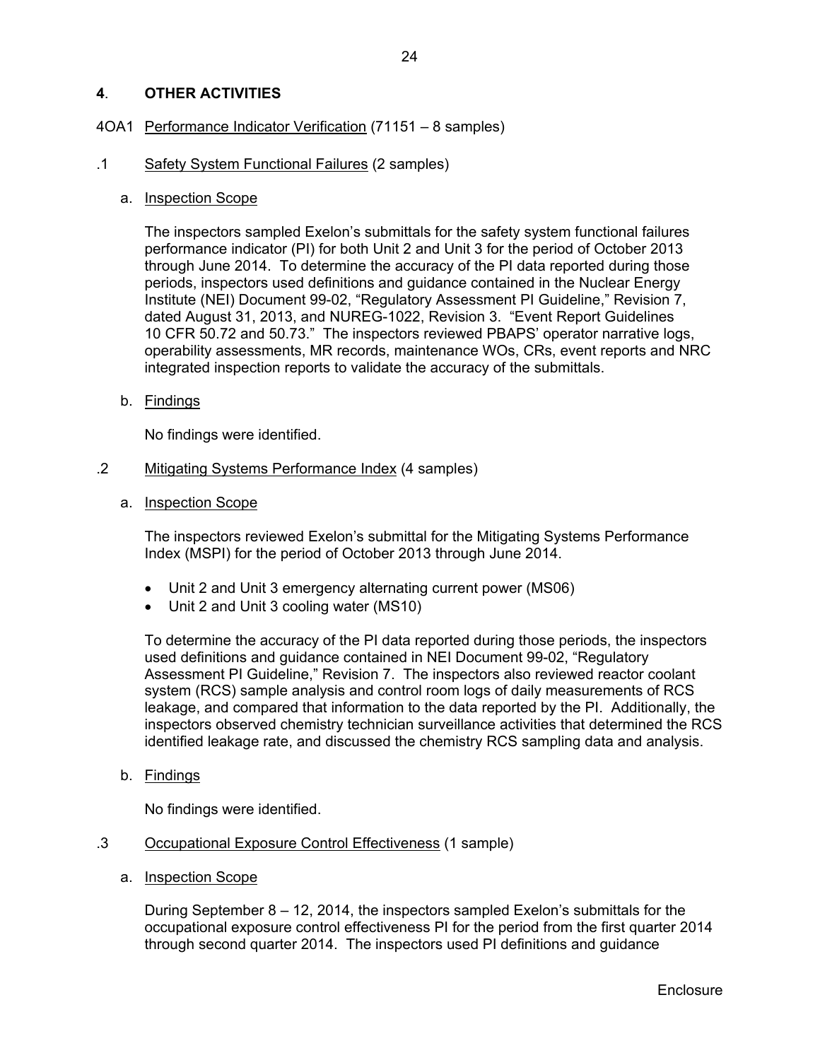## 4. OTHER ACTIVITIES

4OA1 Performance Indicator Verification (71151 – 8 samples)

### .1 Safety System Functional Failures (2 samples)

a. Inspection Scope

The inspectors sampled Exelon's submittals for the safety system functional failures performance indicator (PI) for both Unit 2 and Unit 3 for the period of October 2013 through June 2014. To determine the accuracy of the PI data reported during those periods, inspectors used definitions and guidance contained in the Nuclear Energy Institute (NEI) Document 99-02, "Regulatory Assessment PI Guideline," Revision 7, dated August 31, 2013, and NUREG-1022, Revision 3. "Event Report Guidelines 10 CFR 50.72 and 50.73." The inspectors reviewed PBAPS' operator narrative logs, operability assessments, MR records, maintenance WOs, CRs, event reports and NRC integrated inspection reports to validate the accuracy of the submittals.

b. Findings

No findings were identified.

### .2 Mitigating Systems Performance Index (4 samples)

a. Inspection Scope

The inspectors reviewed Exelon's submittal for the Mitigating Systems Performance Index (MSPI) for the period of October 2013 through June 2014.

- Unit 2 and Unit 3 emergency alternating current power (MS06)
- Unit 2 and Unit 3 cooling water (MS10)

To determine the accuracy of the PI data reported during those periods, the inspectors used definitions and guidance contained in NEI Document 99-02, "Regulatory Assessment PI Guideline," Revision 7. The inspectors also reviewed reactor coolant system (RCS) sample analysis and control room logs of daily measurements of RCS leakage, and compared that information to the data reported by the PI. Additionally, the inspectors observed chemistry technician surveillance activities that determined the RCS identified leakage rate, and discussed the chemistry RCS sampling data and analysis.

b. Findings

No findings were identified.

### .3 Occupational Exposure Control Effectiveness (1 sample)

a. Inspection Scope

During September 8 – 12, 2014, the inspectors sampled Exelon's submittals for the occupational exposure control effectiveness PI for the period from the first quarter 2014 through second quarter 2014. The inspectors used PI definitions and guidance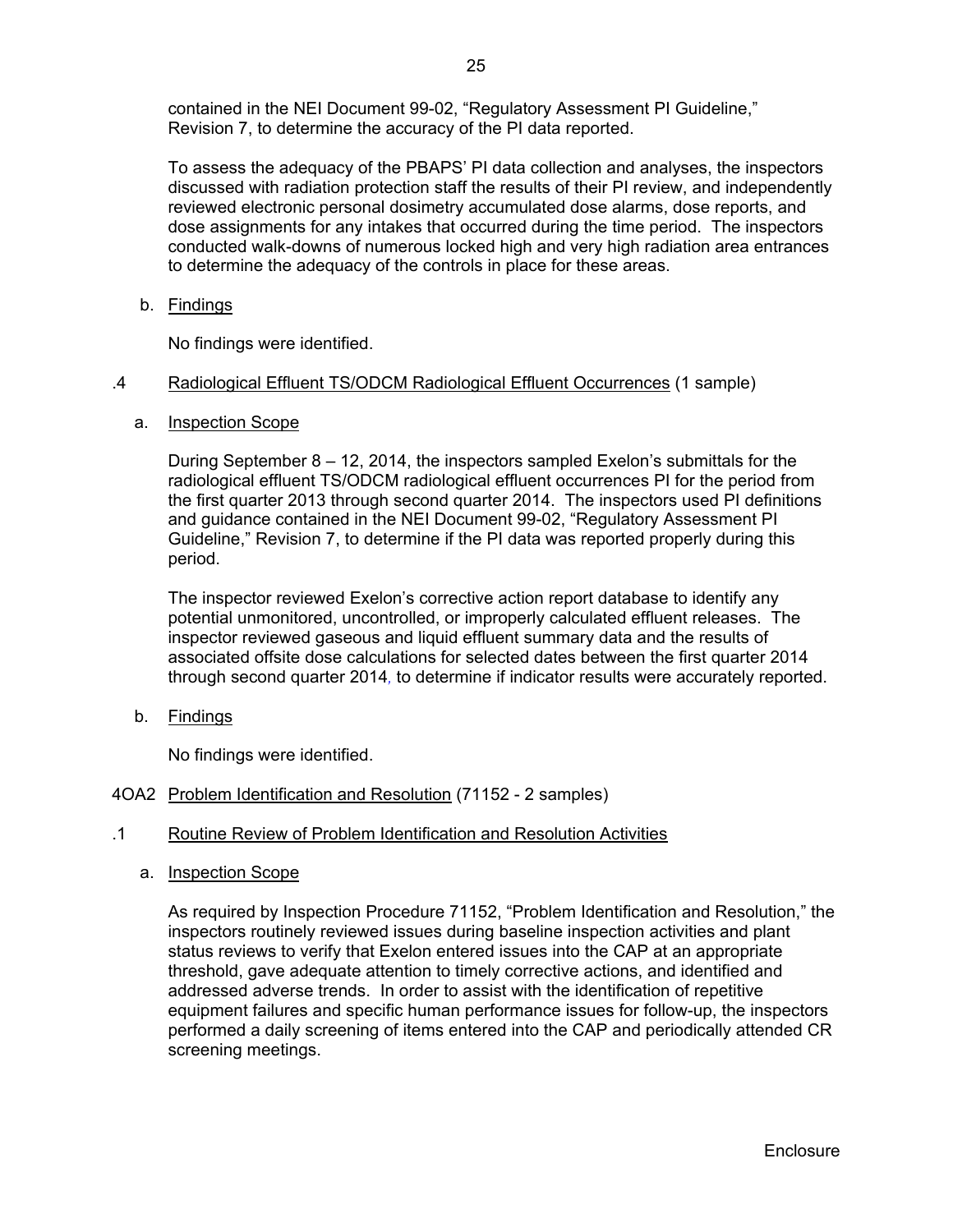contained in the NEI Document 99-02, "Regulatory Assessment PI Guideline," Revision 7, to determine the accuracy of the PI data reported.

To assess the adequacy of the PBAPS' PI data collection and analyses, the inspectors discussed with radiation protection staff the results of their PI review, and independently reviewed electronic personal dosimetry accumulated dose alarms, dose reports, and dose assignments for any intakes that occurred during the time period. The inspectors conducted walk-downs of numerous locked high and very high radiation area entrances to determine the adequacy of the controls in place for these areas.

b. Findings

No findings were identified.

.4 Radiological Effluent TS/ODCM Radiological Effluent Occurrences (1 sample)

a. Inspection Scope

During September 8 – 12, 2014, the inspectors sampled Exelon's submittals for the radiological effluent TS/ODCM radiological effluent occurrences PI for the period from the first quarter 2013 through second quarter 2014. The inspectors used PI definitions and guidance contained in the NEI Document 99-02, "Regulatory Assessment PI Guideline," Revision 7, to determine if the PI data was reported properly during this period.

The inspector reviewed Exelon's corrective action report database to identify any potential unmonitored, uncontrolled, or improperly calculated effluent releases. The inspector reviewed gaseous and liquid effluent summary data and the results of associated offsite dose calculations for selected dates between the first quarter 2014 through second quarter 2014, to determine if indicator results were accurately reported.

b. Findings

No findings were identified.

4OA2 Problem Identification and Resolution (71152 - 2 samples)

.1 Routine Review of Problem Identification and Resolution Activities

a. Inspection Scope

As required by Inspection Procedure 71152, "Problem Identification and Resolution," the inspectors routinely reviewed issues during baseline inspection activities and plant status reviews to verify that Exelon entered issues into the CAP at an appropriate threshold, gave adequate attention to timely corrective actions, and identified and addressed adverse trends. In order to assist with the identification of repetitive equipment failures and specific human performance issues for follow-up, the inspectors performed a daily screening of items entered into the CAP and periodically attended CR screening meetings.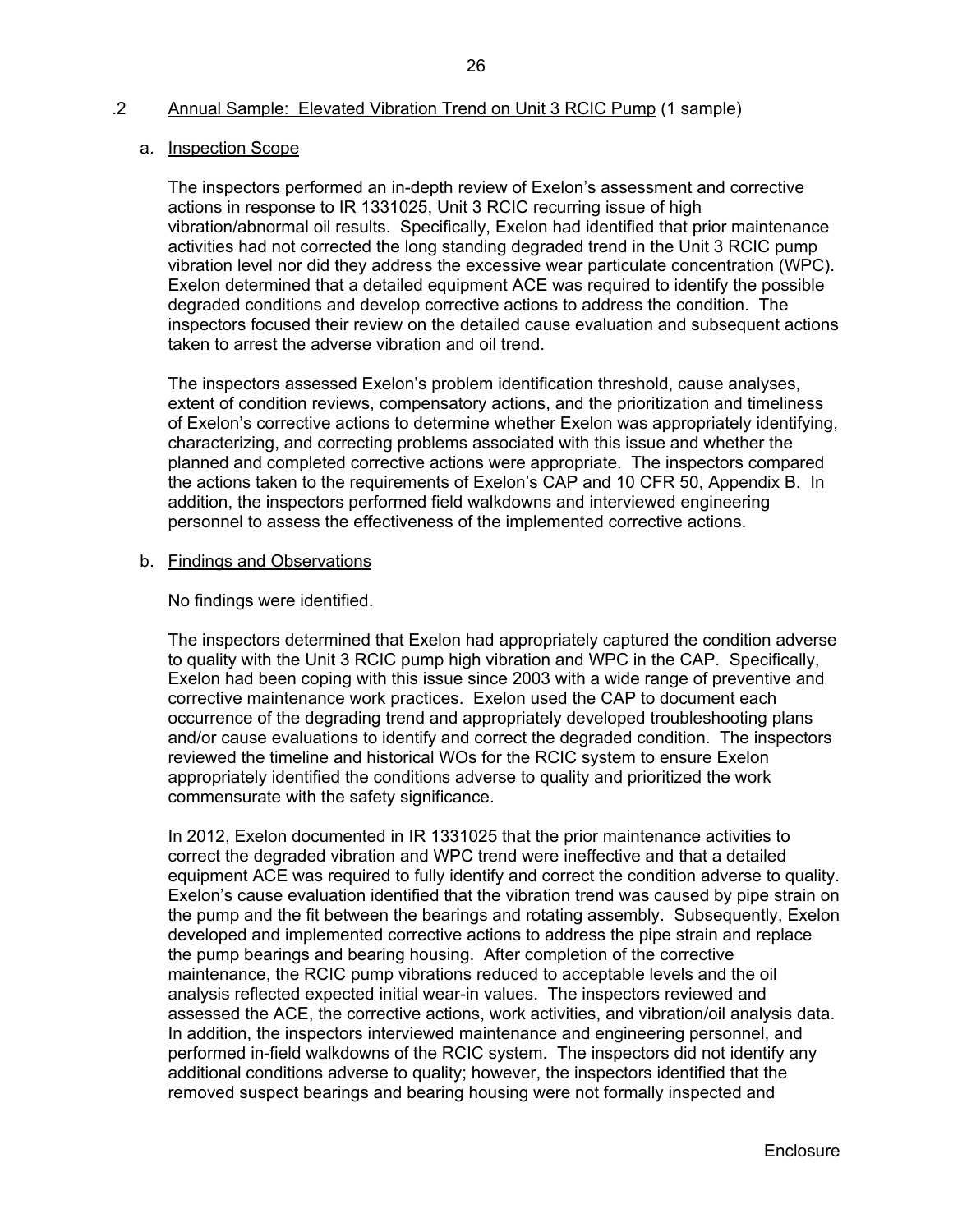.2 Annual Sample: Elevated Vibration Trend on Unit 3 RCIC Pump (1 sample)

a. Inspection Scope

The inspectors performed an in-depth review of Exelon's assessment and corrective actions in response to IR 1331025, Unit 3 RCIC recurring issue of high vibration/abnormal oil results. Specifically, Exelon had identified that prior maintenance activities had not corrected the long standing degraded trend in the Unit 3 RCIC pump vibration level nor did they address the excessive wear particulate concentration (WPC). Exelon determined that a detailed equipment ACE was required to identify the possible degraded conditions and develop corrective actions to address the condition. The inspectors focused their review on the detailed cause evaluation and subsequent actions taken to arrest the adverse vibration and oil trend.

The inspectors assessed Exelon's problem identification threshold, cause analyses, extent of condition reviews, compensatory actions, and the prioritization and timeliness of Exelon's corrective actions to determine whether Exelon was appropriately identifying, characterizing, and correcting problems associated with this issue and whether the planned and completed corrective actions were appropriate. The inspectors compared the actions taken to the requirements of Exelon's CAP and 10 CFR 50, Appendix B. In addition, the inspectors performed field walkdowns and interviewed engineering personnel to assess the effectiveness of the implemented corrective actions.

b. Findings and Observations

No findings were identified.

The inspectors determined that Exelon had appropriately captured the condition adverse to quality with the Unit 3 RCIC pump high vibration and WPC in the CAP. Specifically, Exelon had been coping with this issue since 2003 with a wide range of preventive and corrective maintenance work practices. Exelon used the CAP to document each occurrence of the degrading trend and appropriately developed troubleshooting plans and/or cause evaluations to identify and correct the degraded condition. The inspectors reviewed the timeline and historical WOs for the RCIC system to ensure Exelon appropriately identified the conditions adverse to quality and prioritized the work commensurate with the safety significance.

In 2012, Exelon documented in IR 1331025 that the prior maintenance activities to correct the degraded vibration and WPC trend were ineffective and that a detailed equipment ACE was required to fully identify and correct the condition adverse to quality. Exelon's cause evaluation identified that the vibration trend was caused by pipe strain on the pump and the fit between the bearings and rotating assembly. Subsequently, Exelon developed and implemented corrective actions to address the pipe strain and replace the pump bearings and bearing housing. After completion of the corrective maintenance, the RCIC pump vibrations reduced to acceptable levels and the oil analysis reflected expected initial wear-in values. The inspectors reviewed and assessed the ACE, the corrective actions, work activities, and vibration/oil analysis data. In addition, the inspectors interviewed maintenance and engineering personnel, and performed in-field walkdowns of the RCIC system. The inspectors did not identify any additional conditions adverse to quality; however, the inspectors identified that the removed suspect bearings and bearing housing were not formally inspected and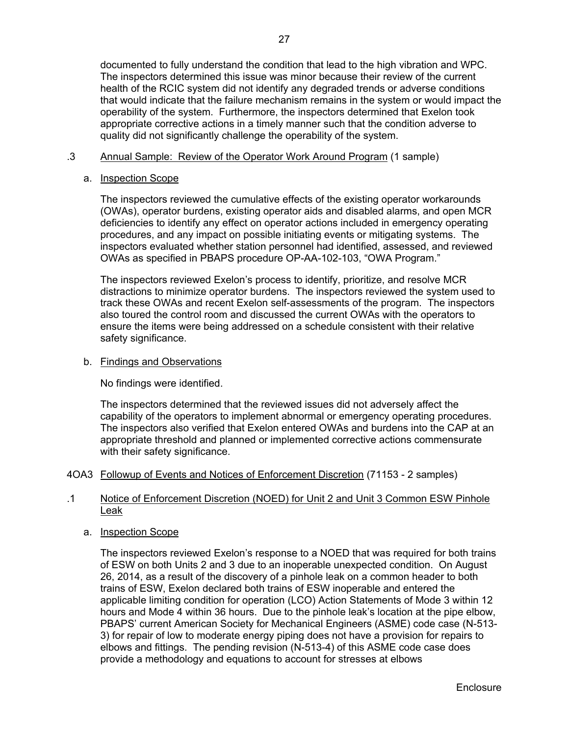documented to fully understand the condition that lead to the high vibration and WPC. The inspectors determined this issue was minor because their review of the current health of the RCIC system did not identify any degraded trends or adverse conditions that would indicate that the failure mechanism remains in the system or would impact the operability of the system. Furthermore, the inspectors determined that Exelon took appropriate corrective actions in a timely manner such that the condition adverse to quality did not significantly challenge the operability of the system.

.3 Annual Sample: Review of the Operator Work Around Program (1 sample)

a. Inspection Scope

The inspectors reviewed the cumulative effects of the existing operator workarounds (OWAs), operator burdens, existing operator aids and disabled alarms, and open MCR deficiencies to identify any effect on operator actions included in emergency operating procedures, and any impact on possible initiating events or mitigating systems. The inspectors evaluated whether station personnel had identified, assessed, and reviewed OWAs as specified in PBAPS procedure OP-AA-102-103, "OWA Program."

The inspectors reviewed Exelon's process to identify, prioritize, and resolve MCR distractions to minimize operator burdens. The inspectors reviewed the system used to track these OWAs and recent Exelon self-assessments of the program. The inspectors also toured the control room and discussed the current OWAs with the operators to ensure the items were being addressed on a schedule consistent with their relative safety significance.

b. Findings and Observations

No findings were identified.

The inspectors determined that the reviewed issues did not adversely affect the capability of the operators to implement abnormal or emergency operating procedures. The inspectors also verified that Exelon entered OWAs and burdens into the CAP at an appropriate threshold and planned or implemented corrective actions commensurate with their safety significance.

4OA3 Followup of Events and Notices of Enforcement Discretion (71153 - 2 samples)

.1 Notice of Enforcement Discretion (NOED) for Unit 2 and Unit 3 Common ESW Pinhole Leak

a. Inspection Scope

The inspectors reviewed Exelon's response to a NOED that was required for both trains of ESW on both Units 2 and 3 due to an inoperable unexpected condition. On August 26, 2014, as a result of the discovery of a pinhole leak on a common header to both trains of ESW, Exelon declared both trains of ESW inoperable and entered the applicable limiting condition for operation (LCO) Action Statements of Mode 3 within 12 hours and Mode 4 within 36 hours. Due to the pinhole leak's location at the pipe elbow, PBAPS' current American Society for Mechanical Engineers (ASME) code case (N-513-3) for repair of low to moderate energy piping does not have a provision for repairs to elbows and fittings. The pending revision (N-513-4) of this ASME code case does provide a methodology and equations to account for stresses at elbows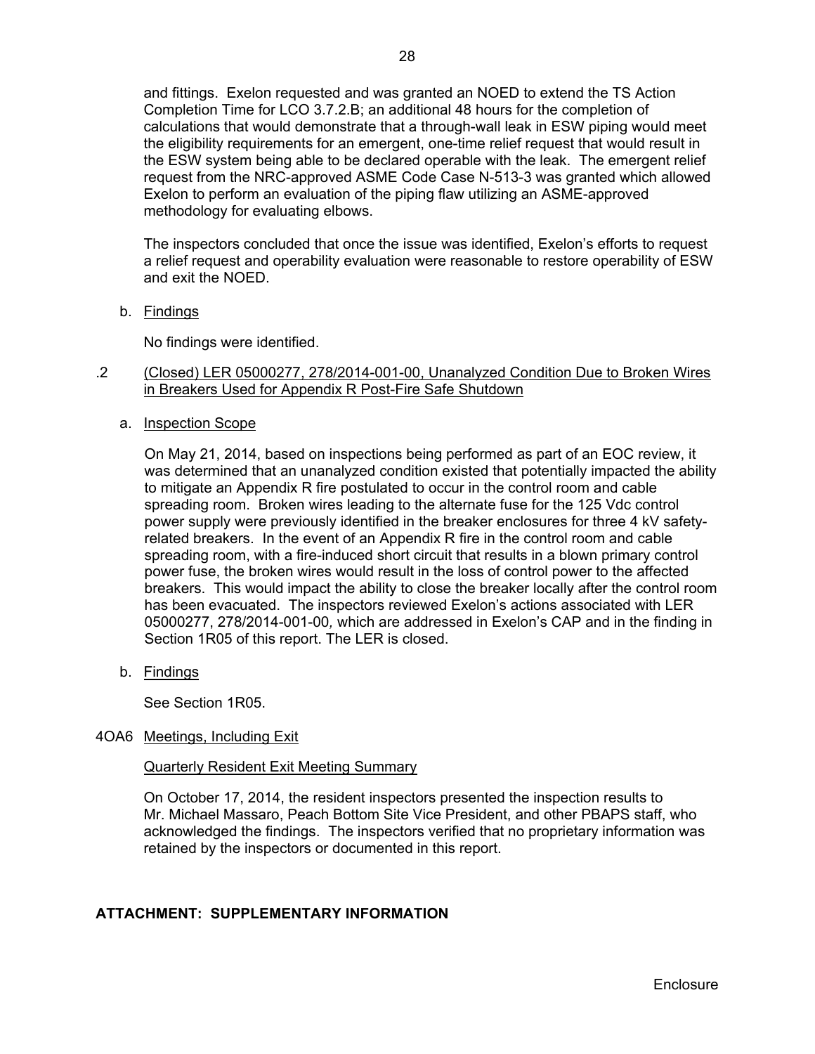and fittings. Exelon requested and was granted an NOED to extend the TS Action Completion Time for LCO 3.7.2.B; an additional 48 hours for the completion of calculations that would demonstrate that a through-wall leak in ESW piping would meet the eligibility requirements for an emergent, one-time relief request that would result in the ESW system being able to be declared operable with the leak. The emergent relief request from the NRC-approved ASME Code Case N-513-3 was granted which allowed Exelon to perform an evaluation of the piping flaw utilizing an ASME-approved methodology for evaluating elbows.

The inspectors concluded that once the issue was identified, Exelon's efforts to request a relief request and operability evaluation were reasonable to restore operability of ESW and exit the NOED.

b. Findings

No findings were identified.

.2 (Closed) LER 05000277, 278/2014-001-00, Unanalyzed Condition Due to Broken Wires in Breakers Used for Appendix R Post-Fire Safe Shutdown

a. Inspection Scope

On May 21, 2014, based on inspections being performed as part of an EOC review, it was determined that an unanalyzed condition existed that potentially impacted the ability to mitigate an Appendix R fire postulated to occur in the control room and cable spreading room. Broken wires leading to the alternate fuse for the 125 Vdc control power supply were previously identified in the breaker enclosures for three 4 kV safety-related breakers. In the event of an Appendix R fire in the control room and cable spreading room, with a fire-induced short circuit that results in a blown primary control power fuse, the broken wires would result in the loss of control power to the affected breakers. This would impact the ability to close the breaker locally after the control room has been evacuated. The inspectors reviewed Exelon's actions associated with LER 05000277, 278/2014-001-00, which are addressed in Exelon's CAP and in the finding in Section 1R05 of this report. The LER is closed.

b. Findings

See Section 1R05.

4OA6 Meetings, Including Exit

Quarterly Resident Exit Meeting Summary

On October 17, 2014, the resident inspectors presented the inspection results to Mr. Michael Massaro, Peach Bottom Site Vice President, and other PBAPS staff, who acknowledged the findings. The inspectors verified that no proprietary information was retained by the inspectors or documented in this report.

**ATTACHMENT: SUPPLEMENTARY INFORMATION**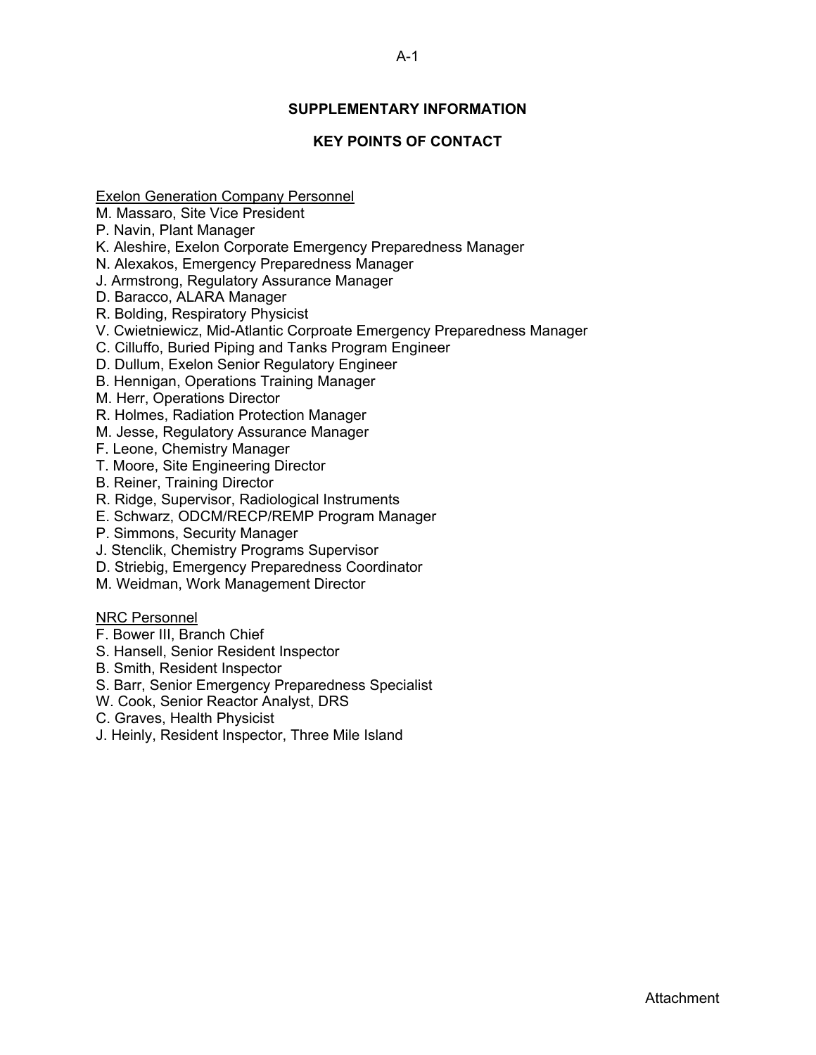## SUPPLEMENTARY INFORMATION

## KEY POINTS OF CONTACT

Exelon Generation Company Personnel

M. Massaro, Site Vice President
P. Navin, Plant Manager
K. Aleshire, Exelon Corporate Emergency Preparedness Manager
N. Alexakos, Emergency Preparedness Manager
J. Armstrong, Regulatory Assurance Manager
D. Baracco, ALARA Manager
R. Bolding, Respiratory Physicist
V. Cwietniewicz, Mid-Atlantic Corproate Emergency Preparedness Manager
C. Cilluffo, Buried Piping and Tanks Program Engineer
D. Dullum, Exelon Senior Regulatory Engineer
B. Hennigan, Operations Training Manager
M. Herr, Operations Director
R. Holmes, Radiation Protection Manager
M. Jesse, Regulatory Assurance Manager
F. Leone, Chemistry Manager
T. Moore, Site Engineering Director
B. Reiner, Training Director
R. Ridge, Supervisor, Radiological Instruments
E. Schwarz, ODCM/RECP/REMP Program Manager
P. Simmons, Security Manager
J. Stenclik, Chemistry Programs Supervisor
D. Striebig, Emergency Preparedness Coordinator
M. Weidman, Work Management Director

NRC Personnel

F. Bower III, Branch Chief
S. Hansell, Senior Resident Inspector
B. Smith, Resident Inspector
S. Barr, Senior Emergency Preparedness Specialist
W. Cook, Senior Reactor Analyst, DRS
C. Graves, Health Physicist
J. Heinly, Resident Inspector, Three Mile Island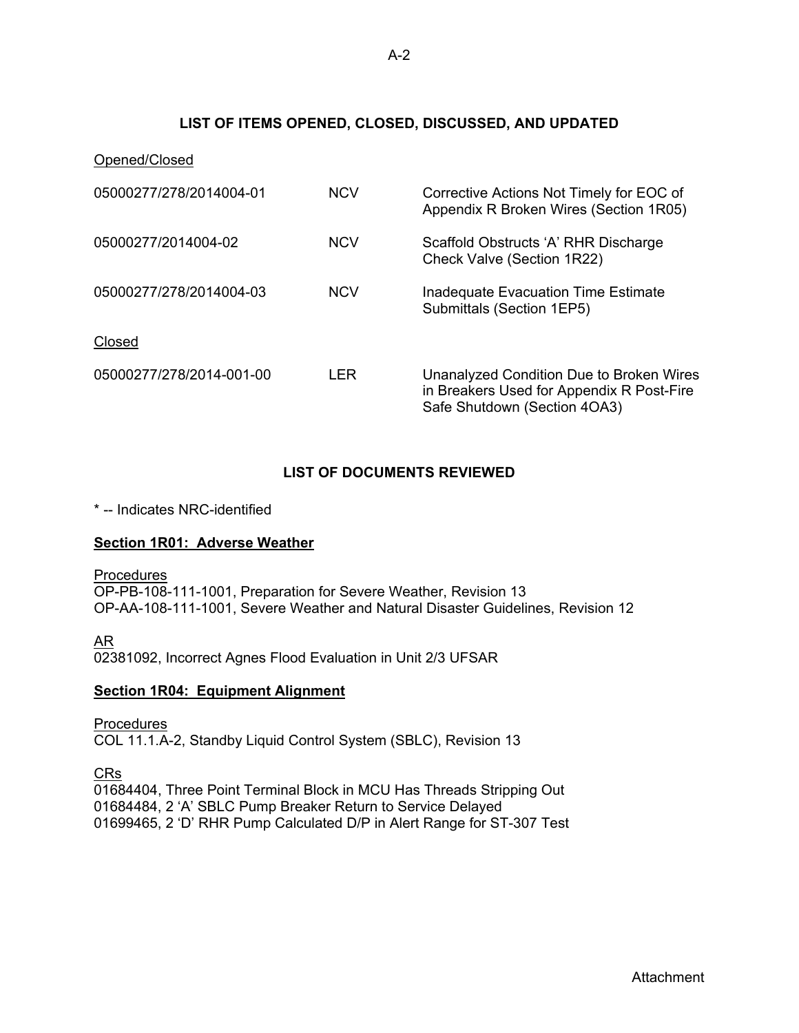## LIST OF ITEMS OPENED, CLOSED, DISCUSSED, AND UPDATED

Opened/Closed

| | | |
|---|---|---|
| 05000277/278/2014004-01 | NCV | Corrective Actions Not Timely for EOC of Appendix R Broken Wires (Section 1R05) |
| 05000277/2014004-02 | NCV | Scaffold Obstructs 'A' RHR Discharge Check Valve (Section 1R22) |
| 05000277/278/2014004-03 | NCV | Inadequate Evacuation Time Estimate Submittals (Section 1EP5) |

Closed

| | | |
|---|---|---|
| 05000277/278/2014-001-00 | LER | Unanalyzed Condition Due to Broken Wires in Breakers Used for Appendix R Post-Fire Safe Shutdown (Section 4OA3) |

## LIST OF DOCUMENTS REVIEWED

* -- Indicates NRC-identified

### Section 1R01: Adverse Weather

Procedures
OP-PB-108-111-1001, Preparation for Severe Weather, Revision 13
OP-AA-108-111-1001, Severe Weather and Natural Disaster Guidelines, Revision 12

AR
02381092, Incorrect Agnes Flood Evaluation in Unit 2/3 UFSAR

### Section 1R04: Equipment Alignment

Procedures
COL 11.1.A-2, Standby Liquid Control System (SBLC), Revision 13

CRs
01684404, Three Point Terminal Block in MCU Has Threads Stripping Out
01684484, 2 'A' SBLC Pump Breaker Return to Service Delayed
01699465, 2 'D' RHR Pump Calculated D/P in Alert Range for ST-307 Test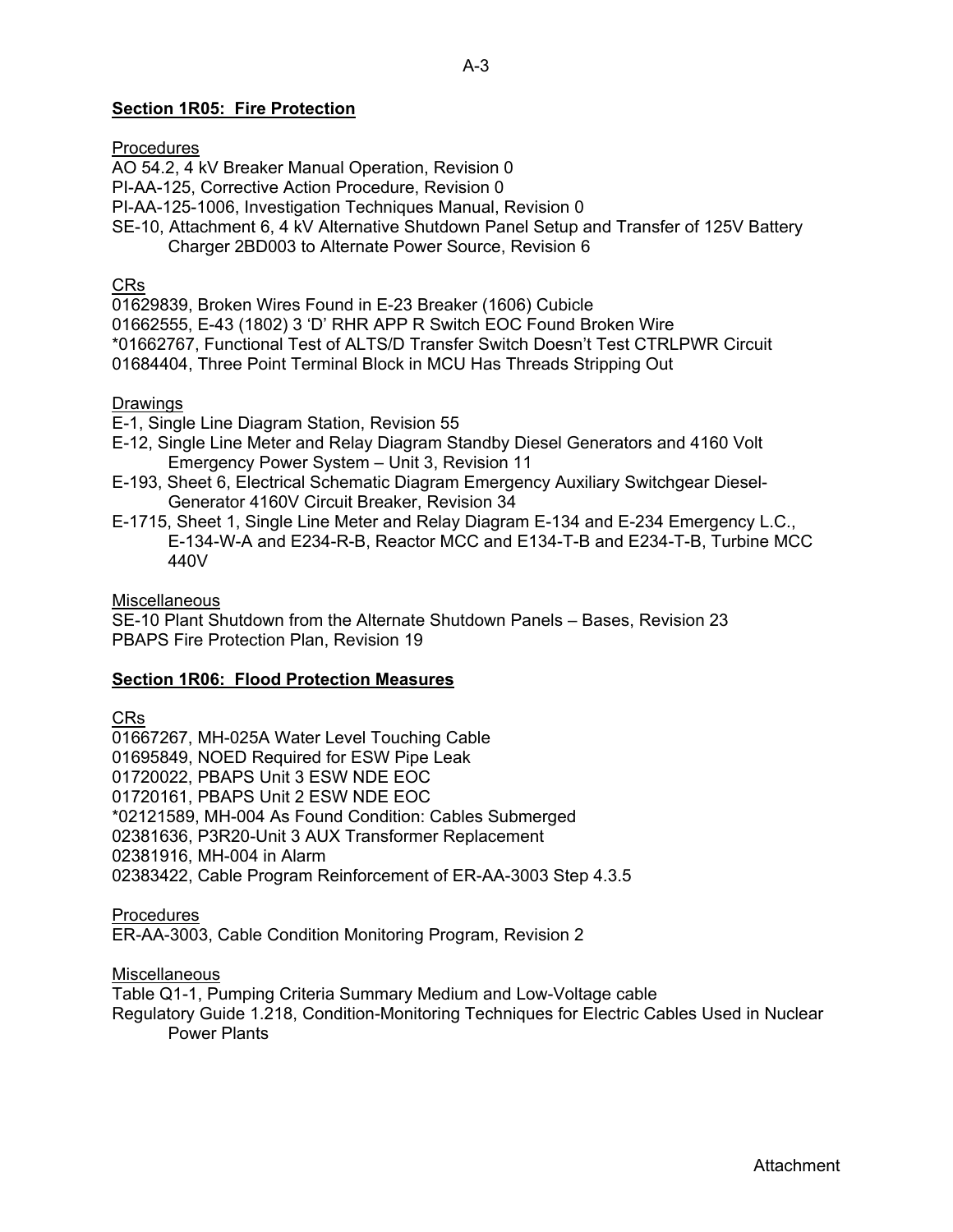**Section 1R05: Fire Protection**

Procedures

AO 54.2, 4 kV Breaker Manual Operation, Revision 0
PI-AA-125, Corrective Action Procedure, Revision 0
PI-AA-125-1006, Investigation Techniques Manual, Revision 0
SE-10, Attachment 6, 4 kV Alternative Shutdown Panel Setup and Transfer of 125V Battery Charger 2BD003 to Alternate Power Source, Revision 6

CRs

01629839, Broken Wires Found in E-23 Breaker (1606) Cubicle
01662555, E-43 (1802) 3 'D' RHR APP R Switch EOC Found Broken Wire
*01662767, Functional Test of ALTS/D Transfer Switch Doesn't Test CTRLPWR Circuit
01684404, Three Point Terminal Block in MCU Has Threads Stripping Out

Drawings

E-1, Single Line Diagram Station, Revision 55
E-12, Single Line Meter and Relay Diagram Standby Diesel Generators and 4160 Volt Emergency Power System – Unit 3, Revision 11
E-193, Sheet 6, Electrical Schematic Diagram Emergency Auxiliary Switchgear Diesel-Generator 4160V Circuit Breaker, Revision 34
E-1715, Sheet 1, Single Line Meter and Relay Diagram E-134 and E-234 Emergency L.C., E-134-W-A and E234-R-B, Reactor MCC and E134-T-B and E234-T-B, Turbine MCC 440V

Miscellaneous

SE-10 Plant Shutdown from the Alternate Shutdown Panels – Bases, Revision 23
PBAPS Fire Protection Plan, Revision 19

**Section 1R06: Flood Protection Measures**

CRs

01667267, MH-025A Water Level Touching Cable
01695849, NOED Required for ESW Pipe Leak
01720022, PBAPS Unit 3 ESW NDE EOC
01720161, PBAPS Unit 2 ESW NDE EOC
*02121589, MH-004 As Found Condition: Cables Submerged
02381636, P3R20-Unit 3 AUX Transformer Replacement
02381916, MH-004 in Alarm
02383422, Cable Program Reinforcement of ER-AA-3003 Step 4.3.5

Procedures

ER-AA-3003, Cable Condition Monitoring Program, Revision 2

Miscellaneous

Table Q1-1, Pumping Criteria Summary Medium and Low-Voltage cable
Regulatory Guide 1.218, Condition-Monitoring Techniques for Electric Cables Used in Nuclear Power Plants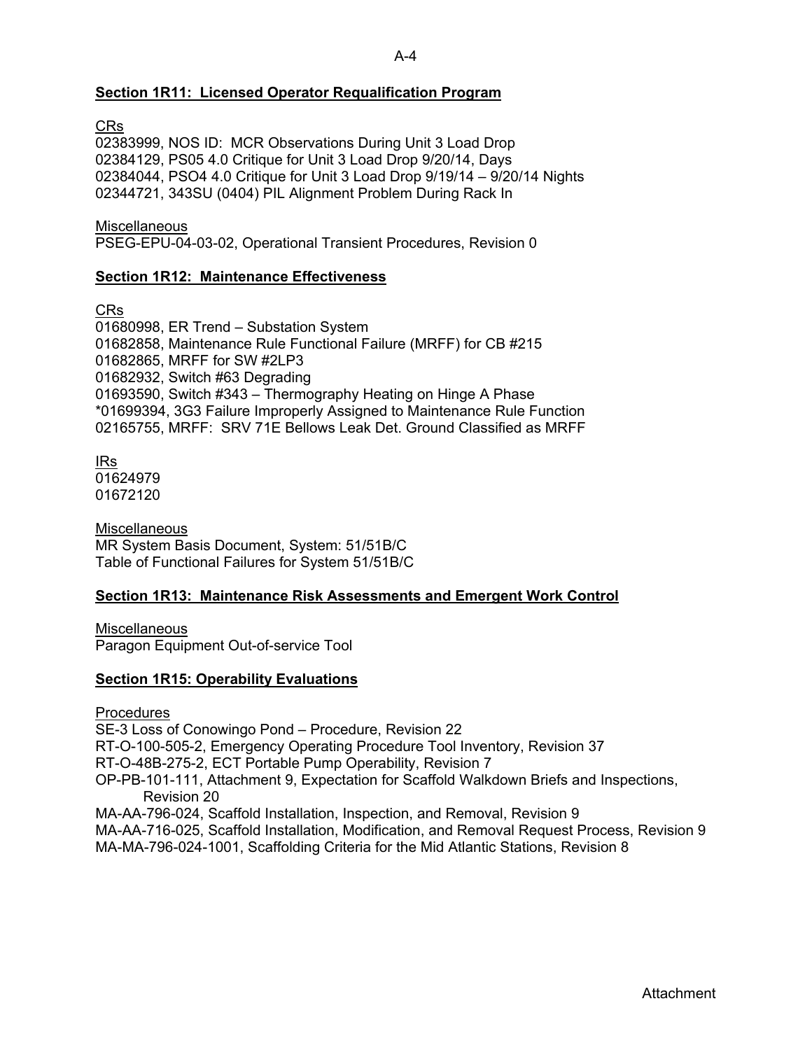## Section 1R11: Licensed Operator Requalification Program

CRs

02383999, NOS ID: MCR Observations During Unit 3 Load Drop
02384129, PS05 4.0 Critique for Unit 3 Load Drop 9/20/14, Days
02384044, PSO4 4.0 Critique for Unit 3 Load Drop 9/19/14 – 9/20/14 Nights
02344721, 343SU (0404) PIL Alignment Problem During Rack In

Miscellaneous

PSEG-EPU-04-03-02, Operational Transient Procedures, Revision 0

## Section 1R12: Maintenance Effectiveness

CRs

01680998, ER Trend – Substation System
01682858, Maintenance Rule Functional Failure (MRFF) for CB #215
01682865, MRFF for SW #2LP3
01682932, Switch #63 Degrading
01693590, Switch #343 – Thermography Heating on Hinge A Phase
*01699394, 3G3 Failure Improperly Assigned to Maintenance Rule Function
02165755, MRFF: SRV 71E Bellows Leak Det. Ground Classified as MRFF

IRs

01624979
01672120

Miscellaneous

MR System Basis Document, System: 51/51B/C
Table of Functional Failures for System 51/51B/C

## Section 1R13: Maintenance Risk Assessments and Emergent Work Control

Miscellaneous

Paragon Equipment Out-of-service Tool

## Section 1R15: Operability Evaluations

Procedures

SE-3 Loss of Conowingo Pond – Procedure, Revision 22
RT-O-100-505-2, Emergency Operating Procedure Tool Inventory, Revision 37
RT-O-48B-275-2, ECT Portable Pump Operability, Revision 7
OP-PB-101-111, Attachment 9, Expectation for Scaffold Walkdown Briefs and Inspections, Revision 20
MA-AA-796-024, Scaffold Installation, Inspection, and Removal, Revision 9
MA-AA-716-025, Scaffold Installation, Modification, and Removal Request Process, Revision 9
MA-MA-796-024-1001, Scaffolding Criteria for the Mid Atlantic Stations, Revision 8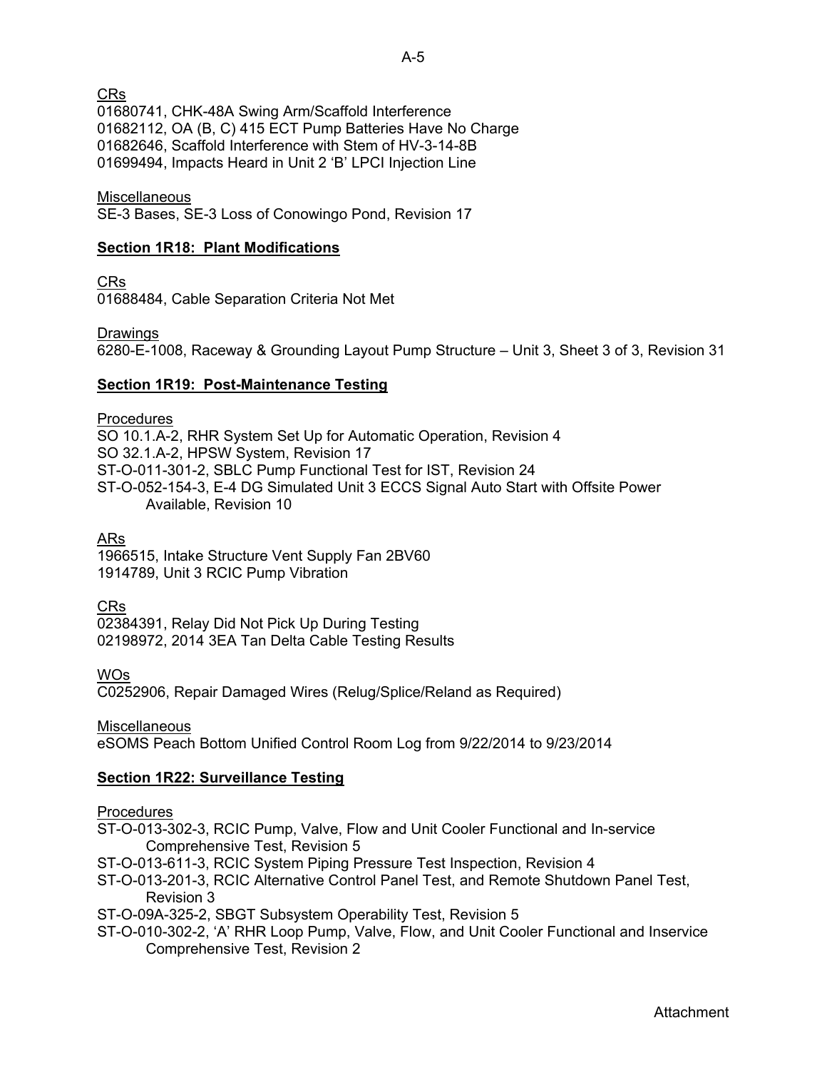CRs

01680741, CHK-48A Swing Arm/Scaffold Interference
01682112, OA (B, C) 415 ECT Pump Batteries Have No Charge
01682646, Scaffold Interference with Stem of HV-3-14-8B
01699494, Impacts Heard in Unit 2 'B' LPCI Injection Line

Miscellaneous

SE-3 Bases, SE-3 Loss of Conowingo Pond, Revision 17

**Section 1R18: Plant Modifications**

CRs

01688484, Cable Separation Criteria Not Met

Drawings

6280-E-1008, Raceway & Grounding Layout Pump Structure – Unit 3, Sheet 3 of 3, Revision 31

**Section 1R19: Post-Maintenance Testing**

Procedures

SO 10.1.A-2, RHR System Set Up for Automatic Operation, Revision 4
SO 32.1.A-2, HPSW System, Revision 17
ST-O-011-301-2, SBLC Pump Functional Test for IST, Revision 24
ST-O-052-154-3, E-4 DG Simulated Unit 3 ECCS Signal Auto Start with Offsite Power Available, Revision 10

ARs

1966515, Intake Structure Vent Supply Fan 2BV60
1914789, Unit 3 RCIC Pump Vibration

CRs

02384391, Relay Did Not Pick Up During Testing
02198972, 2014 3EA Tan Delta Cable Testing Results

WOs

C0252906, Repair Damaged Wires (Relug/Splice/Reland as Required)

Miscellaneous

eSOMS Peach Bottom Unified Control Room Log from 9/22/2014 to 9/23/2014

**Section 1R22: Surveillance Testing**

Procedures

ST-O-013-302-3, RCIC Pump, Valve, Flow and Unit Cooler Functional and In-service Comprehensive Test, Revision 5
ST-O-013-611-3, RCIC System Piping Pressure Test Inspection, Revision 4
ST-O-013-201-3, RCIC Alternative Control Panel Test, and Remote Shutdown Panel Test, Revision 3
ST-O-09A-325-2, SBGT Subsystem Operability Test, Revision 5
ST-O-010-302-2, 'A' RHR Loop Pump, Valve, Flow, and Unit Cooler Functional and Inservice Comprehensive Test, Revision 2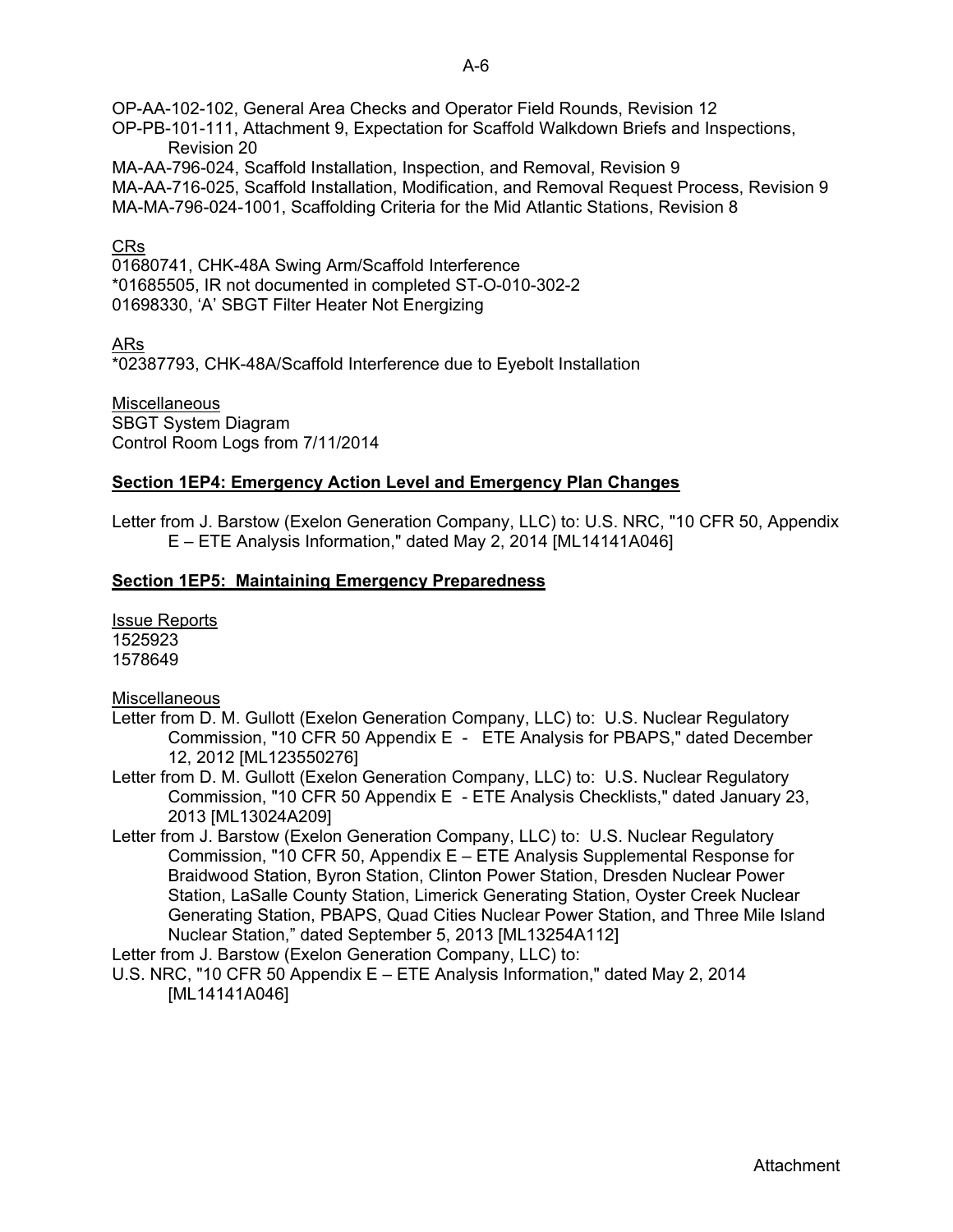OP-AA-102-102, General Area Checks and Operator Field Rounds, Revision 12
OP-PB-101-111, Attachment 9, Expectation for Scaffold Walkdown Briefs and Inspections, Revision 20
MA-AA-796-024, Scaffold Installation, Inspection, and Removal, Revision 9
MA-AA-716-025, Scaffold Installation, Modification, and Removal Request Process, Revision 9
MA-MA-796-024-1001, Scaffolding Criteria for the Mid Atlantic Stations, Revision 8

CRs
01680741, CHK-48A Swing Arm/Scaffold Interference
*01685505, IR not documented in completed ST-O-010-302-2
01698330, 'A' SBGT Filter Heater Not Energizing

ARs
*02387793, CHK-48A/Scaffold Interference due to Eyebolt Installation

Miscellaneous
SBGT System Diagram
Control Room Logs from 7/11/2014

**Section 1EP4: Emergency Action Level and Emergency Plan Changes**

Letter from J. Barstow (Exelon Generation Company, LLC) to: U.S. NRC, "10 CFR 50, Appendix E – ETE Analysis Information," dated May 2, 2014 [ML14141A046]

**Section 1EP5: Maintaining Emergency Preparedness**

Issue Reports
1525923
1578649

Miscellaneous
Letter from D. M. Gullott (Exelon Generation Company, LLC) to: U.S. Nuclear Regulatory Commission, "10 CFR 50 Appendix E - ETE Analysis for PBAPS," dated December 12, 2012 [ML123550276]
Letter from D. M. Gullott (Exelon Generation Company, LLC) to: U.S. Nuclear Regulatory Commission, "10 CFR 50 Appendix E - ETE Analysis Checklists," dated January 23, 2013 [ML13024A209]
Letter from J. Barstow (Exelon Generation Company, LLC) to: U.S. Nuclear Regulatory Commission, "10 CFR 50, Appendix E – ETE Analysis Supplemental Response for Braidwood Station, Byron Station, Clinton Power Station, Dresden Nuclear Power Station, LaSalle County Station, Limerick Generating Station, Oyster Creek Nuclear Generating Station, PBAPS, Quad Cities Nuclear Power Station, and Three Mile Island Nuclear Station," dated September 5, 2013 [ML13254A112]
Letter from J. Barstow (Exelon Generation Company, LLC) to:
U.S. NRC, "10 CFR 50 Appendix E – ETE Analysis Information," dated May 2, 2014 [ML14141A046]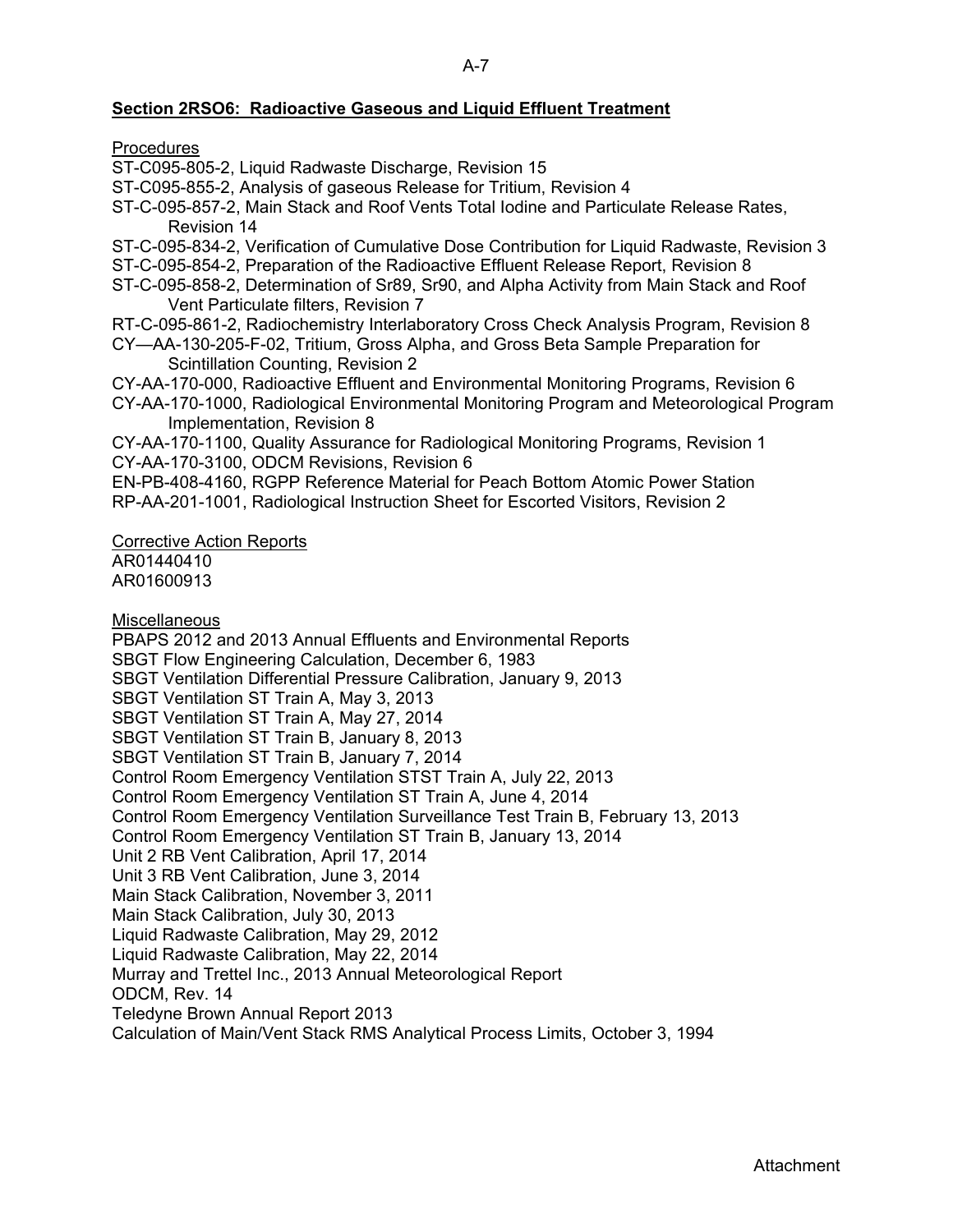**Section 2RSO6: Radioactive Gaseous and Liquid Effluent Treatment**

Procedures

ST-C095-805-2, Liquid Radwaste Discharge, Revision 15
ST-C095-855-2, Analysis of gaseous Release for Tritium, Revision 4
ST-C-095-857-2, Main Stack and Roof Vents Total Iodine and Particulate Release Rates, Revision 14
ST-C-095-834-2, Verification of Cumulative Dose Contribution for Liquid Radwaste, Revision 3
ST-C-095-854-2, Preparation of the Radioactive Effluent Release Report, Revision 8
ST-C-095-858-2, Determination of Sr89, Sr90, and Alpha Activity from Main Stack and Roof Vent Particulate filters, Revision 7
RT-C-095-861-2, Radiochemistry Interlaboratory Cross Check Analysis Program, Revision 8
CY—AA-130-205-F-02, Tritium, Gross Alpha, and Gross Beta Sample Preparation for Scintillation Counting, Revision 2
CY-AA-170-000, Radioactive Effluent and Environmental Monitoring Programs, Revision 6
CY-AA-170-1000, Radiological Environmental Monitoring Program and Meteorological Program Implementation, Revision 8
CY-AA-170-1100, Quality Assurance for Radiological Monitoring Programs, Revision 1
CY-AA-170-3100, ODCM Revisions, Revision 6
EN-PB-408-4160, RGPP Reference Material for Peach Bottom Atomic Power Station
RP-AA-201-1001, Radiological Instruction Sheet for Escorted Visitors, Revision 2

Corrective Action Reports

AR01440410
AR01600913

Miscellaneous

PBAPS 2012 and 2013 Annual Effluents and Environmental Reports
SBGT Flow Engineering Calculation, December 6, 1983
SBGT Ventilation Differential Pressure Calibration, January 9, 2013
SBGT Ventilation ST Train A, May 3, 2013
SBGT Ventilation ST Train A, May 27, 2014
SBGT Ventilation ST Train B, January 8, 2013
SBGT Ventilation ST Train B, January 7, 2014
Control Room Emergency Ventilation STST Train A, July 22, 2013
Control Room Emergency Ventilation ST Train A, June 4, 2014
Control Room Emergency Ventilation Surveillance Test Train B, February 13, 2013
Control Room Emergency Ventilation ST Train B, January 13, 2014
Unit 2 RB Vent Calibration, April 17, 2014
Unit 3 RB Vent Calibration, June 3, 2014
Main Stack Calibration, November 3, 2011
Main Stack Calibration, July 30, 2013
Liquid Radwaste Calibration, May 29, 2012
Liquid Radwaste Calibration, May 22, 2014
Murray and Trettel Inc., 2013 Annual Meteorological Report
ODCM, Rev. 14
Teledyne Brown Annual Report 2013
Calculation of Main/Vent Stack RMS Analytical Process Limits, October 3, 1994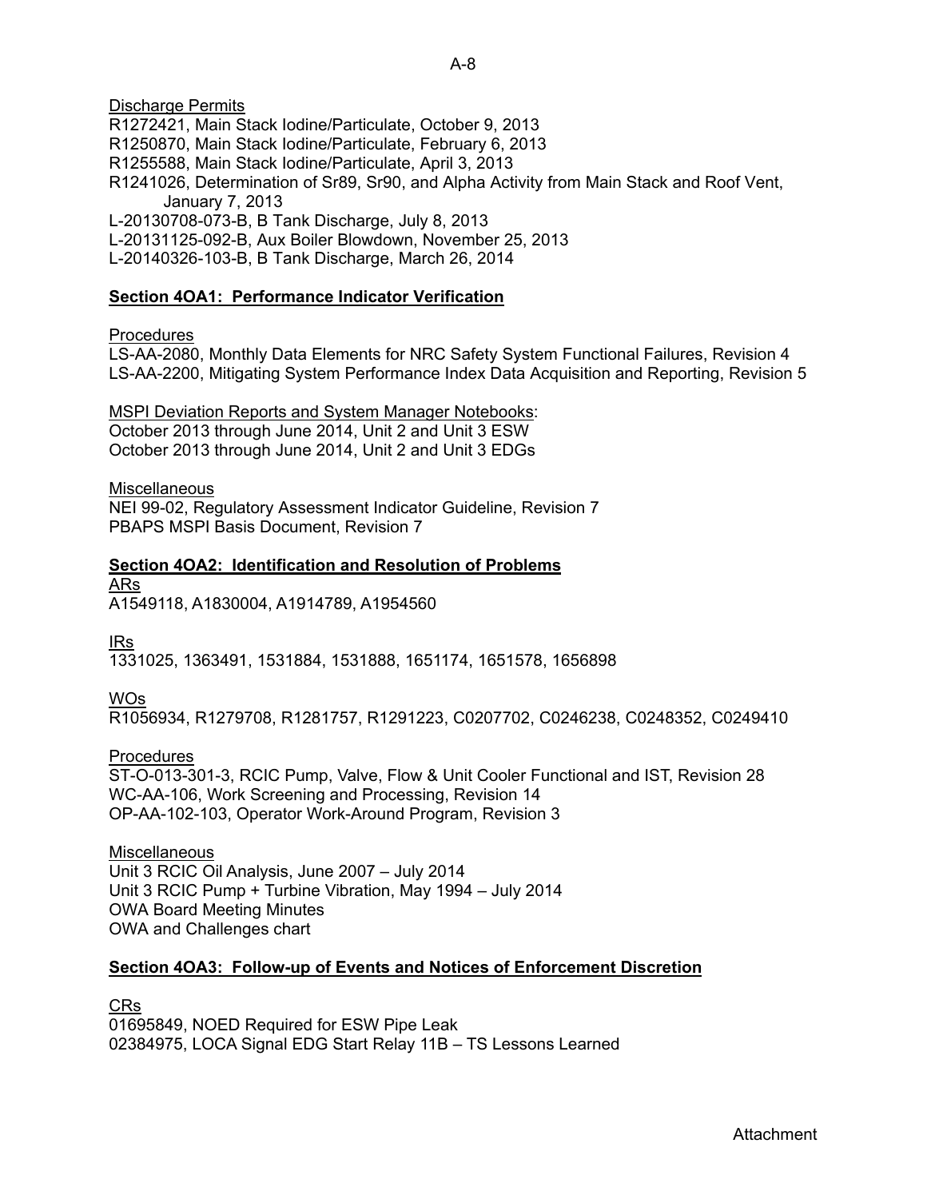Discharge Permits

R1272421, Main Stack Iodine/Particulate, October 9, 2013
R1250870, Main Stack Iodine/Particulate, February 6, 2013
R1255588, Main Stack Iodine/Particulate, April 3, 2013
R1241026, Determination of Sr89, Sr90, and Alpha Activity from Main Stack and Roof Vent, January 7, 2013
L-20130708-073-B, B Tank Discharge, July 8, 2013
L-20131125-092-B, Aux Boiler Blowdown, November 25, 2013
L-20140326-103-B, B Tank Discharge, March 26, 2014

## Section 4OA1: Performance Indicator Verification

Procedures

LS-AA-2080, Monthly Data Elements for NRC Safety System Functional Failures, Revision 4
LS-AA-2200, Mitigating System Performance Index Data Acquisition and Reporting, Revision 5

MSPI Deviation Reports and System Manager Notebooks:

October 2013 through June 2014, Unit 2 and Unit 3 ESW
October 2013 through June 2014, Unit 2 and Unit 3 EDGs

Miscellaneous

NEI 99-02, Regulatory Assessment Indicator Guideline, Revision 7
PBAPS MSPI Basis Document, Revision 7

## Section 4OA2: Identification and Resolution of Problems

ARs

A1549118, A1830004, A1914789, A1954560

IRs

1331025, 1363491, 1531884, 1531888, 1651174, 1651578, 1656898

WOs

R1056934, R1279708, R1281757, R1291223, C0207702, C0246238, C0248352, C0249410

Procedures

ST-O-013-301-3, RCIC Pump, Valve, Flow & Unit Cooler Functional and IST, Revision 28
WC-AA-106, Work Screening and Processing, Revision 14
OP-AA-102-103, Operator Work-Around Program, Revision 3

Miscellaneous

Unit 3 RCIC Oil Analysis, June 2007 – July 2014
Unit 3 RCIC Pump + Turbine Vibration, May 1994 – July 2014
OWA Board Meeting Minutes
OWA and Challenges chart

## Section 4OA3: Follow-up of Events and Notices of Enforcement Discretion

CRs

01695849, NOED Required for ESW Pipe Leak
02384975, LOCA Signal EDG Start Relay 11B – TS Lessons Learned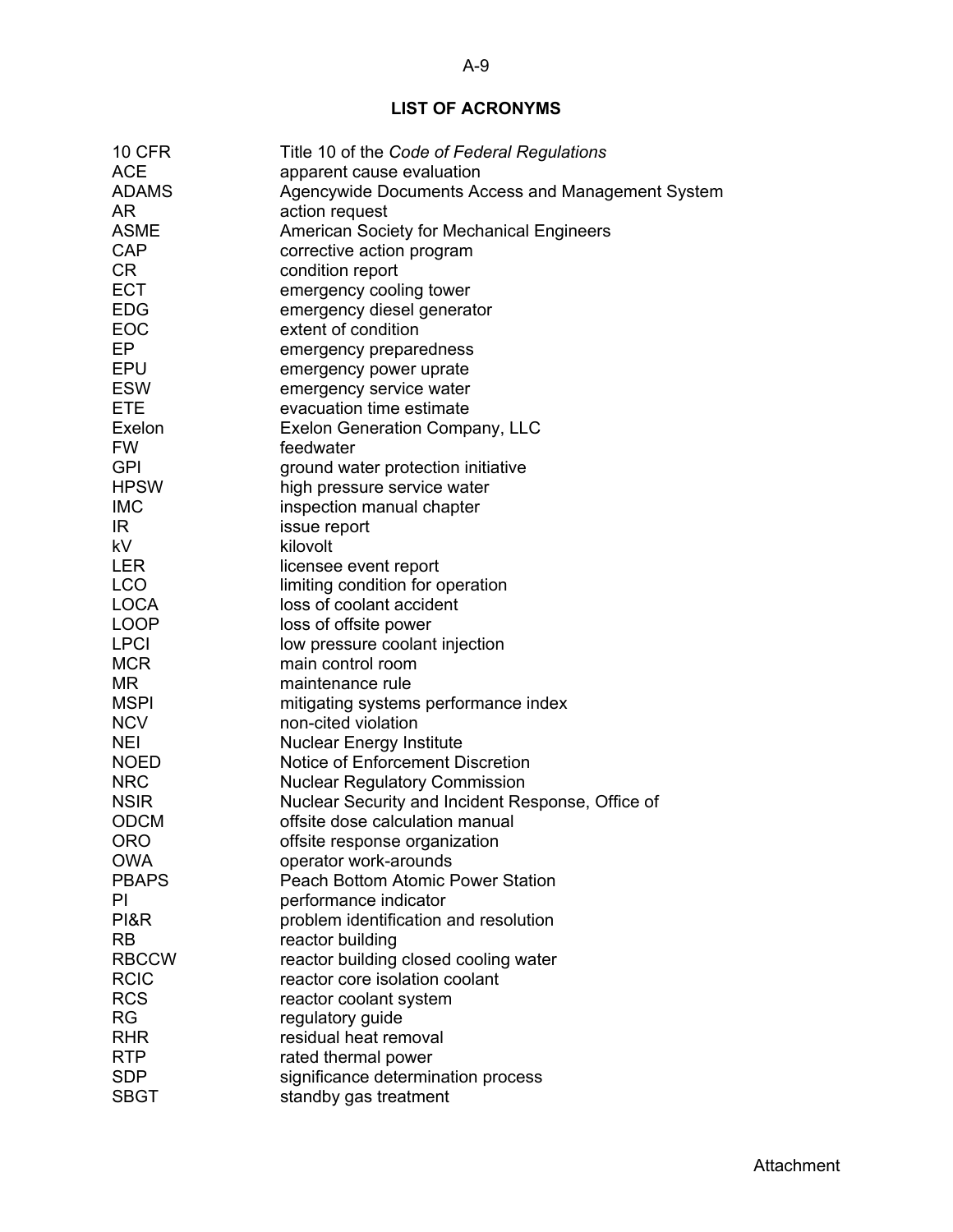## LIST OF ACRONYMS

| | |
|---|---|
| 10 CFR | Title 10 of the *Code of Federal Regulations* |
| ACE | apparent cause evaluation |
| ADAMS | Agencywide Documents Access and Management System |
| AR | action request |
| ASME | American Society for Mechanical Engineers |
| CAP | corrective action program |
| CR | condition report |
| ECT | emergency cooling tower |
| EDG | emergency diesel generator |
| EOC | extent of condition |
| EP | emergency preparedness |
| EPU | emergency power uprate |
| ESW | emergency service water |
| ETE | evacuation time estimate |
| Exelon | Exelon Generation Company, LLC |
| FW | feedwater |
| GPI | ground water protection initiative |
| HPSW | high pressure service water |
| IMC | inspection manual chapter |
| IR | issue report |
| kV | kilovolt |
| LER | licensee event report |
| LCO | limiting condition for operation |
| LOCA | loss of coolant accident |
| LOOP | loss of offsite power |
| LPCI | low pressure coolant injection |
| MCR | main control room |
| MR | maintenance rule |
| MSPI | mitigating systems performance index |
| NCV | non-cited violation |
| NEI | Nuclear Energy Institute |
| NOED | Notice of Enforcement Discretion |
| NRC | Nuclear Regulatory Commission |
| NSIR | Nuclear Security and Incident Response, Office of |
| ODCM | offsite dose calculation manual |
| ORO | offsite response organization |
| OWA | operator work-arounds |
| PBAPS | Peach Bottom Atomic Power Station |
| PI | performance indicator |
| PI&R | problem identification and resolution |
| RB | reactor building |
| RBCCW | reactor building closed cooling water |
| RCIC | reactor core isolation coolant |
| RCS | reactor coolant system |
| RG | regulatory guide |
| RHR | residual heat removal |
| RTP | rated thermal power |
| SDP | significance determination process |
| SBGT | standby gas treatment |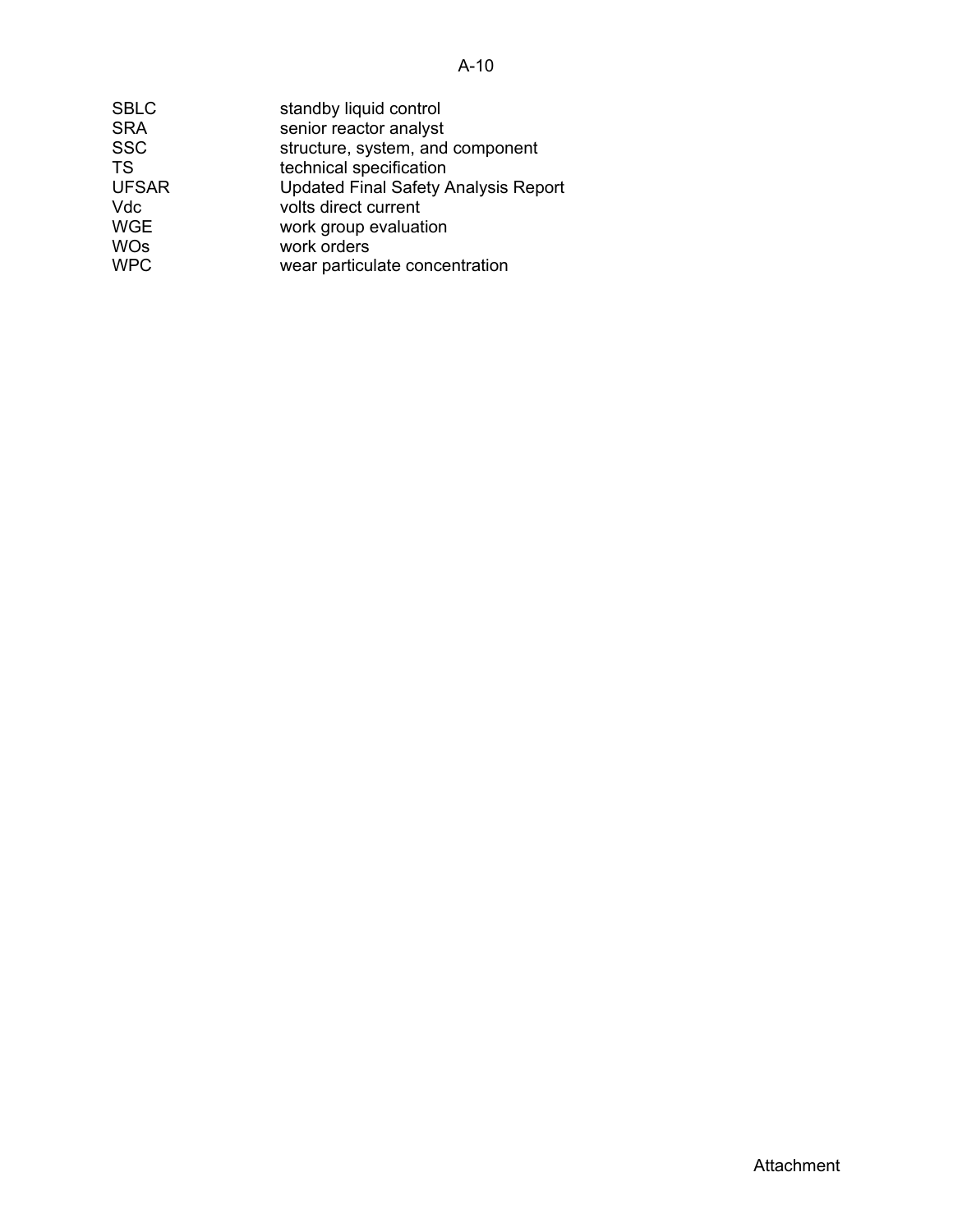| | |
|---|---|
| SBLC | standby liquid control |
| SRA | senior reactor analyst |
| SSC | structure, system, and component |
| TS | technical specification |
| UFSAR | Updated Final Safety Analysis Report |
| Vdc | volts direct current |
| WGE | work group evaluation |
| WOs | work orders |
| WPC | wear particulate concentration |